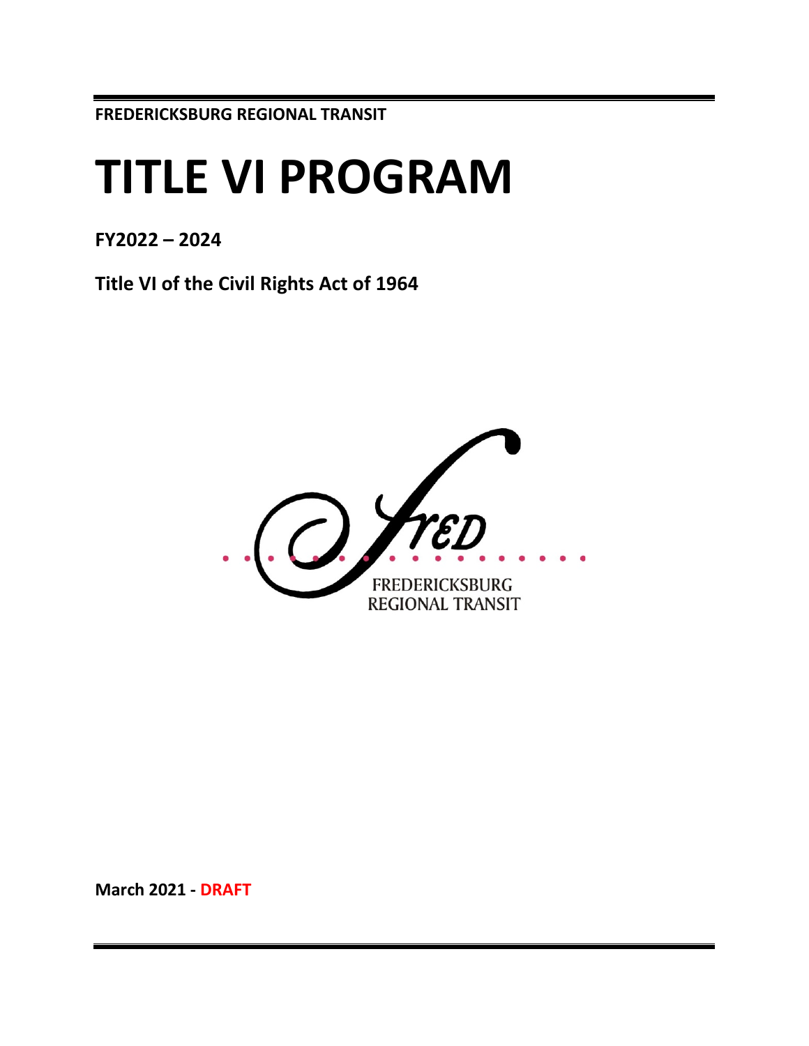**FREDERICKSBURG REGIONAL TRANSIT**

# TITLE VI PROGRAM

**FY2022 – 2024**

**Title VI of the Civil Rights Act of 1964**

FREDERICKSBURG REGIONAL TRANSIT

**March 2021 - DRAFT**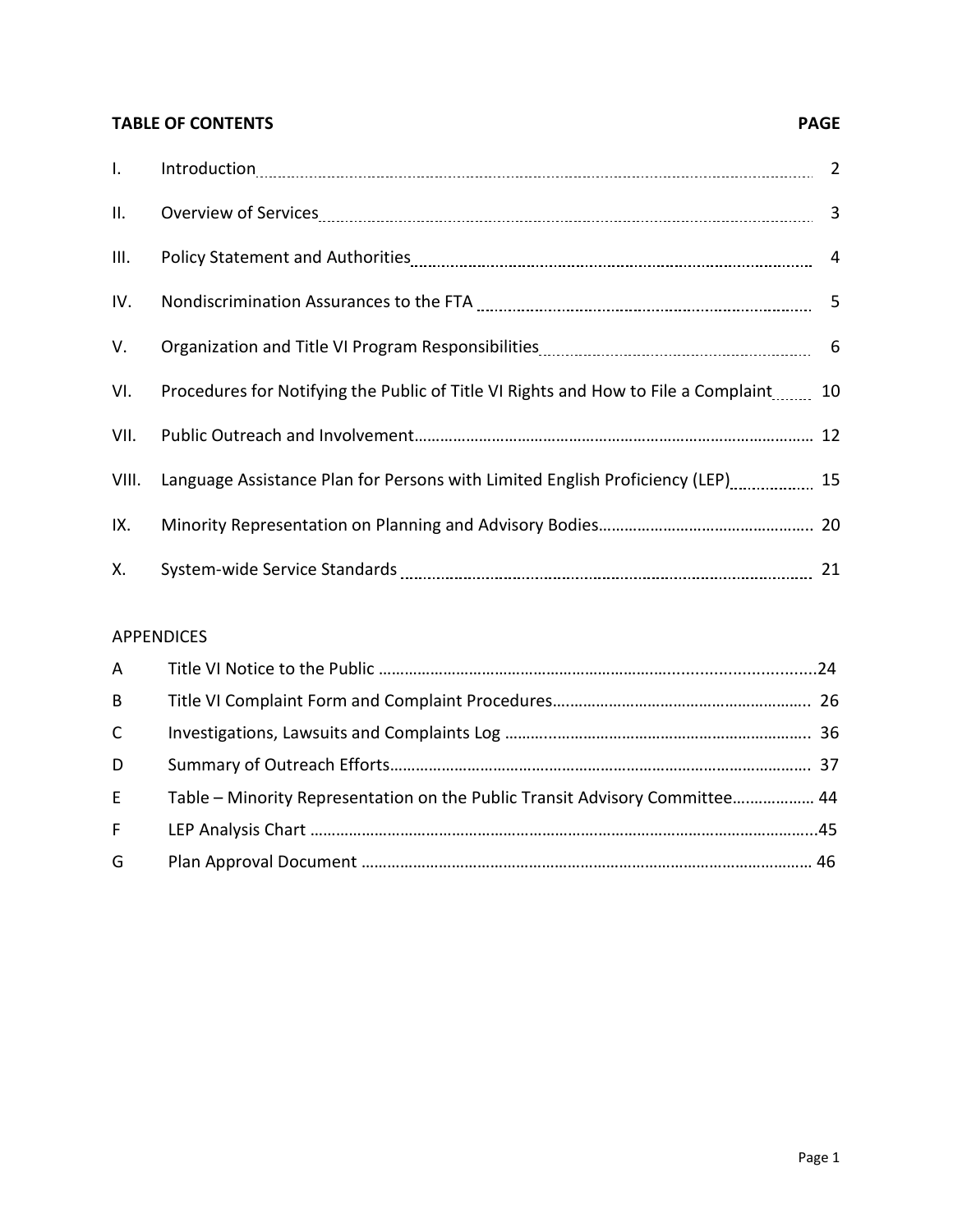## TABLE OF CONTENTS

| | | PAGE |
|---|---|---|
| I. | Introduction | 2 |
| II. | Overview of Services | 3 |
| III. | Policy Statement and Authorities | 4 |
| IV. | Nondiscrimination Assurances to the FTA | 5 |
| V. | Organization and Title VI Program Responsibilities | 6 |
| VI. | Procedures for Notifying the Public of Title VI Rights and How to File a Complaint | 10 |
| VII. | Public Outreach and Involvement | 12 |
| VIII. | Language Assistance Plan for Persons with Limited English Proficiency (LEP) | 15 |
| IX. | Minority Representation on Planning and Advisory Bodies | 20 |
| X. | System-wide Service Standards | 21 |

APPENDICES

| | | |
|---|---|---|
| A | Title VI Notice to the Public | 24 |
| B | Title VI Complaint Form and Complaint Procedures | 26 |
| C | Investigations, Lawsuits and Complaints Log | 36 |
| D | Summary of Outreach Efforts | 37 |
| E | Table – Minority Representation on the Public Transit Advisory Committee | 44 |
| F | LEP Analysis Chart | 45 |
| G | Plan Approval Document | 46 |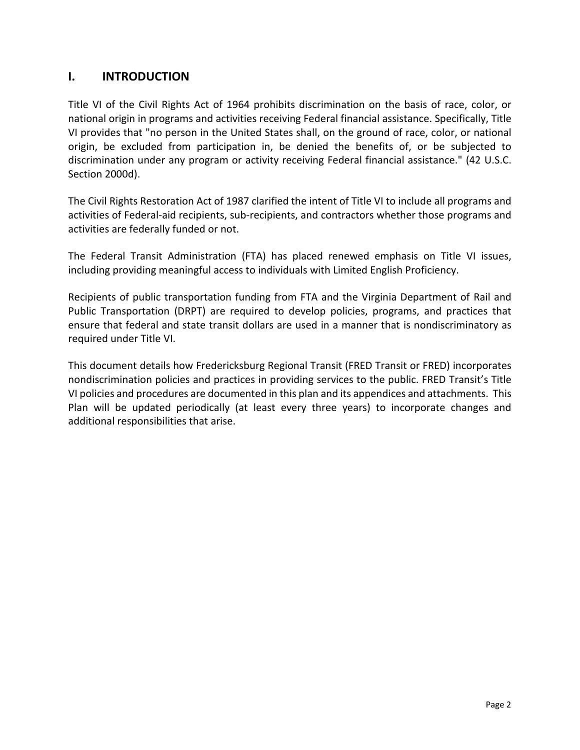## I. INTRODUCTION

Title VI of the Civil Rights Act of 1964 prohibits discrimination on the basis of race, color, or national origin in programs and activities receiving Federal financial assistance. Specifically, Title VI provides that "no person in the United States shall, on the ground of race, color, or national origin, be excluded from participation in, be denied the benefits of, or be subjected to discrimination under any program or activity receiving Federal financial assistance." (42 U.S.C. Section 2000d).

The Civil Rights Restoration Act of 1987 clarified the intent of Title VI to include all programs and activities of Federal-aid recipients, sub-recipients, and contractors whether those programs and activities are federally funded or not.

The Federal Transit Administration (FTA) has placed renewed emphasis on Title VI issues, including providing meaningful access to individuals with Limited English Proficiency.

Recipients of public transportation funding from FTA and the Virginia Department of Rail and Public Transportation (DRPT) are required to develop policies, programs, and practices that ensure that federal and state transit dollars are used in a manner that is nondiscriminatory as required under Title VI.

This document details how Fredericksburg Regional Transit (FRED Transit or FRED) incorporates nondiscrimination policies and practices in providing services to the public. FRED Transit's Title VI policies and procedures are documented in this plan and its appendices and attachments. This Plan will be updated periodically (at least every three years) to incorporate changes and additional responsibilities that arise.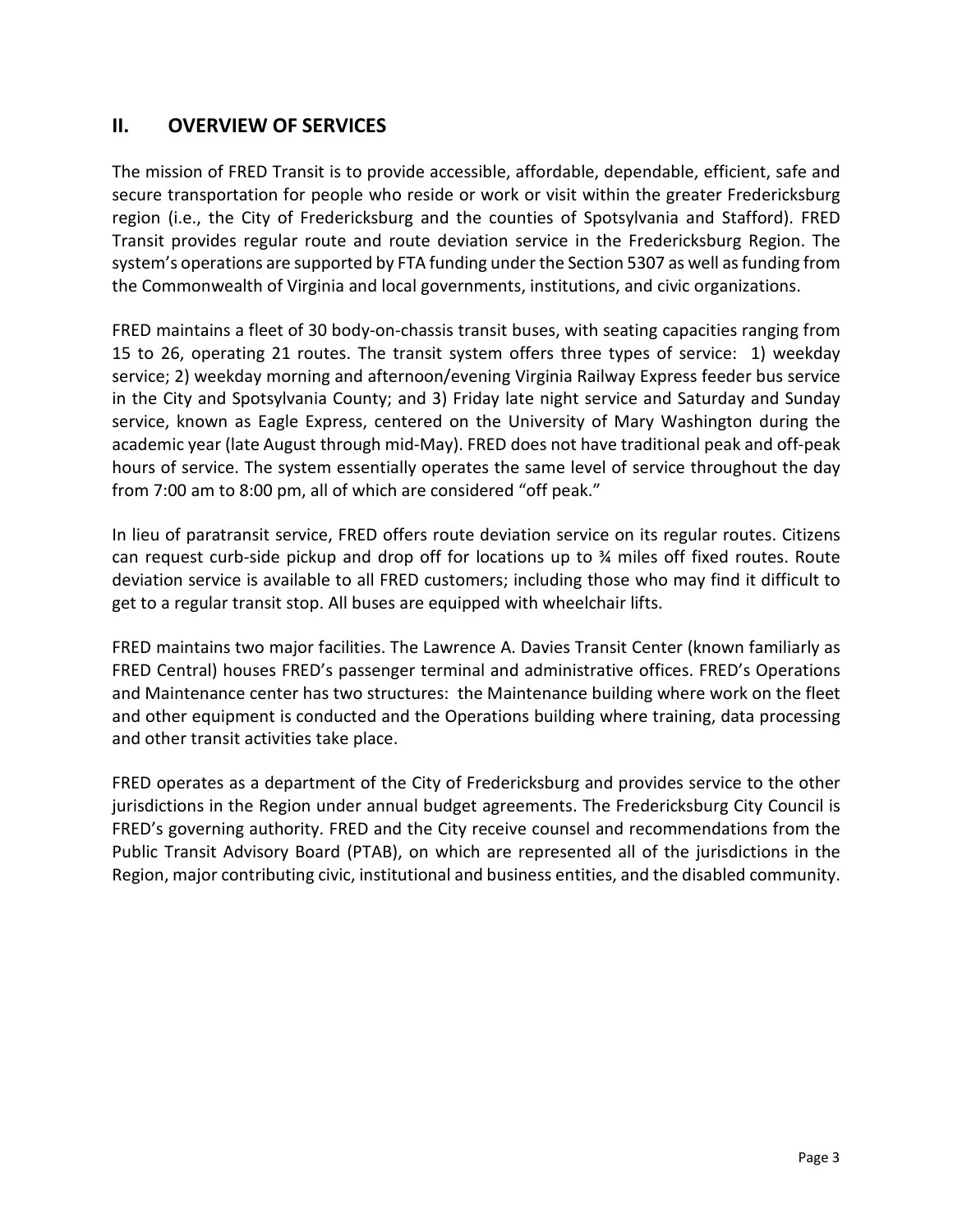## II. OVERVIEW OF SERVICES

The mission of FRED Transit is to provide accessible, affordable, dependable, efficient, safe and secure transportation for people who reside or work or visit within the greater Fredericksburg region (i.e., the City of Fredericksburg and the counties of Spotsylvania and Stafford). FRED Transit provides regular route and route deviation service in the Fredericksburg Region. The system's operations are supported by FTA funding under the Section 5307 as well as funding from the Commonwealth of Virginia and local governments, institutions, and civic organizations.

FRED maintains a fleet of 30 body-on-chassis transit buses, with seating capacities ranging from 15 to 26, operating 21 routes. The transit system offers three types of service: 1) weekday service; 2) weekday morning and afternoon/evening Virginia Railway Express feeder bus service in the City and Spotsylvania County; and 3) Friday late night service and Saturday and Sunday service, known as Eagle Express, centered on the University of Mary Washington during the academic year (late August through mid-May). FRED does not have traditional peak and off-peak hours of service. The system essentially operates the same level of service throughout the day from 7:00 am to 8:00 pm, all of which are considered "off peak."

In lieu of paratransit service, FRED offers route deviation service on its regular routes. Citizens can request curb-side pickup and drop off for locations up to ¾ miles off fixed routes. Route deviation service is available to all FRED customers; including those who may find it difficult to get to a regular transit stop. All buses are equipped with wheelchair lifts.

FRED maintains two major facilities. The Lawrence A. Davies Transit Center (known familiarly as FRED Central) houses FRED's passenger terminal and administrative offices. FRED's Operations and Maintenance center has two structures: the Maintenance building where work on the fleet and other equipment is conducted and the Operations building where training, data processing and other transit activities take place.

FRED operates as a department of the City of Fredericksburg and provides service to the other jurisdictions in the Region under annual budget agreements. The Fredericksburg City Council is FRED's governing authority. FRED and the City receive counsel and recommendations from the Public Transit Advisory Board (PTAB), on which are represented all of the jurisdictions in the Region, major contributing civic, institutional and business entities, and the disabled community.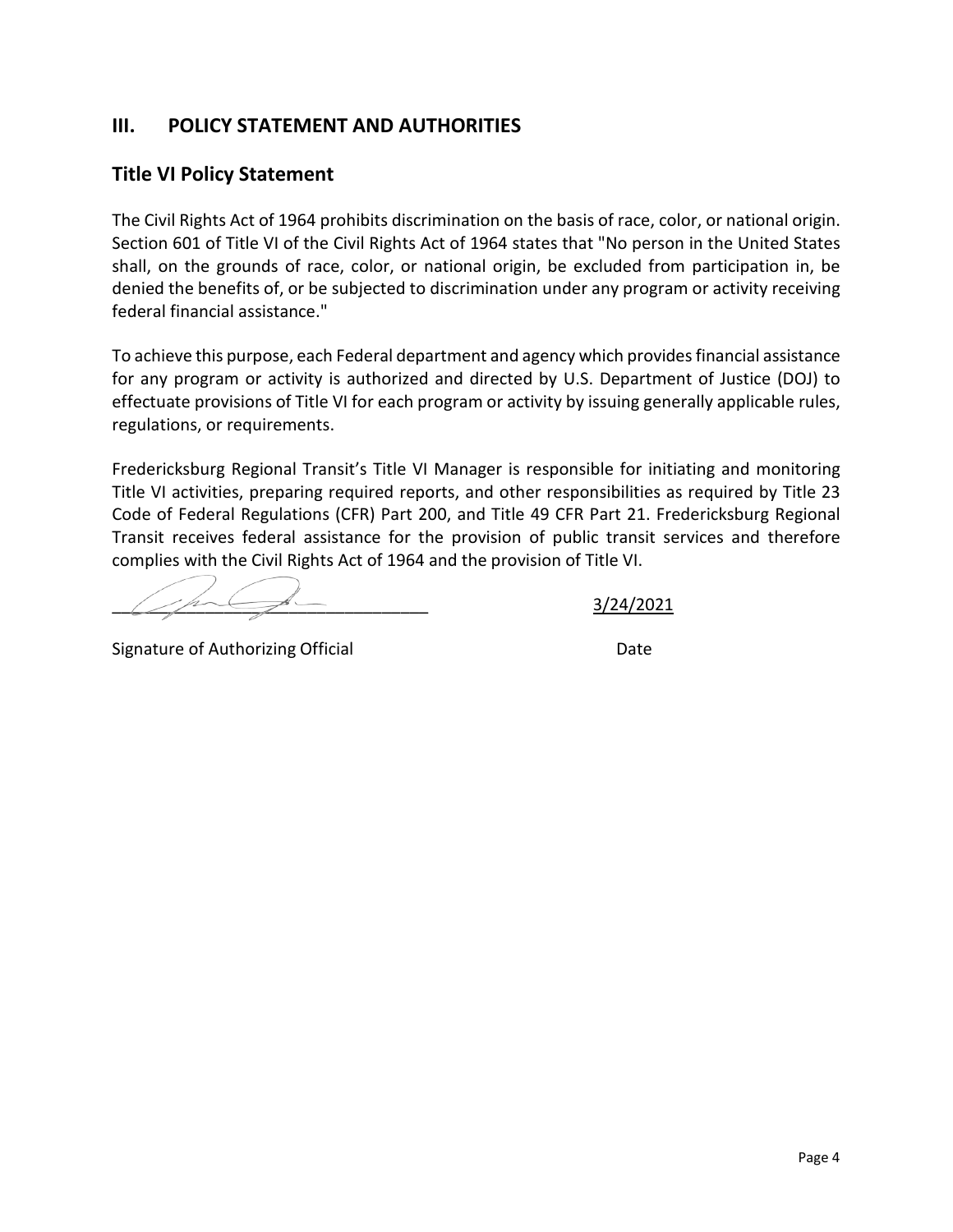## III. POLICY STATEMENT AND AUTHORITIES

### Title VI Policy Statement

The Civil Rights Act of 1964 prohibits discrimination on the basis of race, color, or national origin. Section 601 of Title VI of the Civil Rights Act of 1964 states that "No person in the United States shall, on the grounds of race, color, or national origin, be excluded from participation in, be denied the benefits of, or be subjected to discrimination under any program or activity receiving federal financial assistance."

To achieve this purpose, each Federal department and agency which provides financial assistance for any program or activity is authorized and directed by U.S. Department of Justice (DOJ) to effectuate provisions of Title VI for each program or activity by issuing generally applicable rules, regulations, or requirements.

Fredericksburg Regional Transit's Title VI Manager is responsible for initiating and monitoring Title VI activities, preparing required reports, and other responsibilities as required by Title 23 Code of Federal Regulations (CFR) Part 200, and Title 49 CFR Part 21. Fredericksburg Regional Transit receives federal assistance for the provision of public transit services and therefore complies with the Civil Rights Act of 1964 and the provision of Title VI.

______________________________ 3/24/2021

Signature of Authorizing Official Date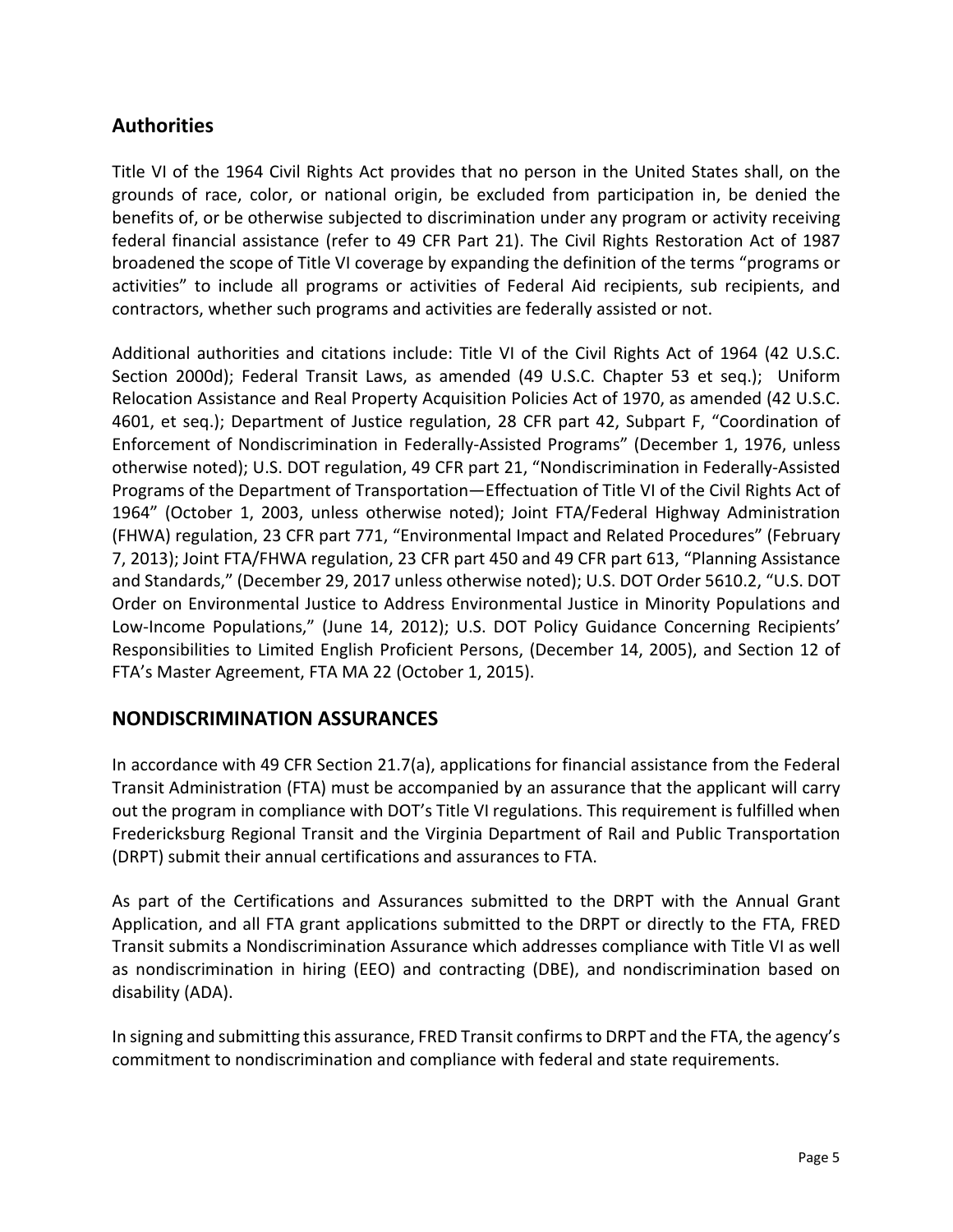## Authorities

Title VI of the 1964 Civil Rights Act provides that no person in the United States shall, on the grounds of race, color, or national origin, be excluded from participation in, be denied the benefits of, or be otherwise subjected to discrimination under any program or activity receiving federal financial assistance (refer to 49 CFR Part 21). The Civil Rights Restoration Act of 1987 broadened the scope of Title VI coverage by expanding the definition of the terms "programs or activities" to include all programs or activities of Federal Aid recipients, sub recipients, and contractors, whether such programs and activities are federally assisted or not.

Additional authorities and citations include: Title VI of the Civil Rights Act of 1964 (42 U.S.C. Section 2000d); Federal Transit Laws, as amended (49 U.S.C. Chapter 53 et seq.); Uniform Relocation Assistance and Real Property Acquisition Policies Act of 1970, as amended (42 U.S.C. 4601, et seq.); Department of Justice regulation, 28 CFR part 42, Subpart F, "Coordination of Enforcement of Nondiscrimination in Federally-Assisted Programs" (December 1, 1976, unless otherwise noted); U.S. DOT regulation, 49 CFR part 21, "Nondiscrimination in Federally-Assisted Programs of the Department of Transportation—Effectuation of Title VI of the Civil Rights Act of 1964" (October 1, 2003, unless otherwise noted); Joint FTA/Federal Highway Administration (FHWA) regulation, 23 CFR part 771, "Environmental Impact and Related Procedures" (February 7, 2013); Joint FTA/FHWA regulation, 23 CFR part 450 and 49 CFR part 613, "Planning Assistance and Standards," (December 29, 2017 unless otherwise noted); U.S. DOT Order 5610.2, "U.S. DOT Order on Environmental Justice to Address Environmental Justice in Minority Populations and Low-Income Populations," (June 14, 2012); U.S. DOT Policy Guidance Concerning Recipients' Responsibilities to Limited English Proficient Persons, (December 14, 2005), and Section 12 of FTA's Master Agreement, FTA MA 22 (October 1, 2015).

## NONDISCRIMINATION ASSURANCES

In accordance with 49 CFR Section 21.7(a), applications for financial assistance from the Federal Transit Administration (FTA) must be accompanied by an assurance that the applicant will carry out the program in compliance with DOT's Title VI regulations. This requirement is fulfilled when Fredericksburg Regional Transit and the Virginia Department of Rail and Public Transportation (DRPT) submit their annual certifications and assurances to FTA.

As part of the Certifications and Assurances submitted to the DRPT with the Annual Grant Application, and all FTA grant applications submitted to the DRPT or directly to the FTA, FRED Transit submits a Nondiscrimination Assurance which addresses compliance with Title VI as well as nondiscrimination in hiring (EEO) and contracting (DBE), and nondiscrimination based on disability (ADA).

In signing and submitting this assurance, FRED Transit confirms to DRPT and the FTA, the agency's commitment to nondiscrimination and compliance with federal and state requirements.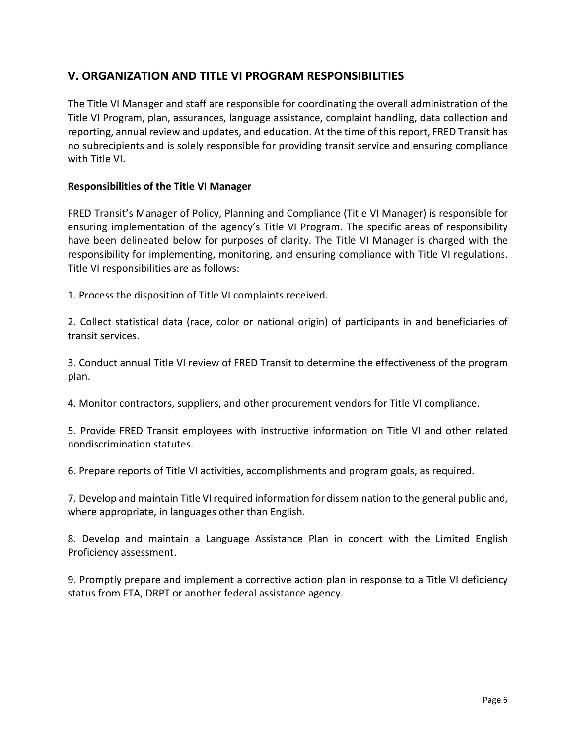## V. ORGANIZATION AND TITLE VI PROGRAM RESPONSIBILITIES

The Title VI Manager and staff are responsible for coordinating the overall administration of the Title VI Program, plan, assurances, language assistance, complaint handling, data collection and reporting, annual review and updates, and education. At the time of this report, FRED Transit has no subrecipients and is solely responsible for providing transit service and ensuring compliance with Title VI.

**Responsibilities of the Title VI Manager**

FRED Transit's Manager of Policy, Planning and Compliance (Title VI Manager) is responsible for ensuring implementation of the agency's Title VI Program. The specific areas of responsibility have been delineated below for purposes of clarity. The Title VI Manager is charged with the responsibility for implementing, monitoring, and ensuring compliance with Title VI regulations. Title VI responsibilities are as follows:

1. Process the disposition of Title VI complaints received.

2. Collect statistical data (race, color or national origin) of participants in and beneficiaries of transit services.

3. Conduct annual Title VI review of FRED Transit to determine the effectiveness of the program plan.

4. Monitor contractors, suppliers, and other procurement vendors for Title VI compliance.

5. Provide FRED Transit employees with instructive information on Title VI and other related nondiscrimination statutes.

6. Prepare reports of Title VI activities, accomplishments and program goals, as required.

7. Develop and maintain Title VI required information for dissemination to the general public and, where appropriate, in languages other than English.

8. Develop and maintain a Language Assistance Plan in concert with the Limited English Proficiency assessment.

9. Promptly prepare and implement a corrective action plan in response to a Title VI deficiency status from FTA, DRPT or another federal assistance agency.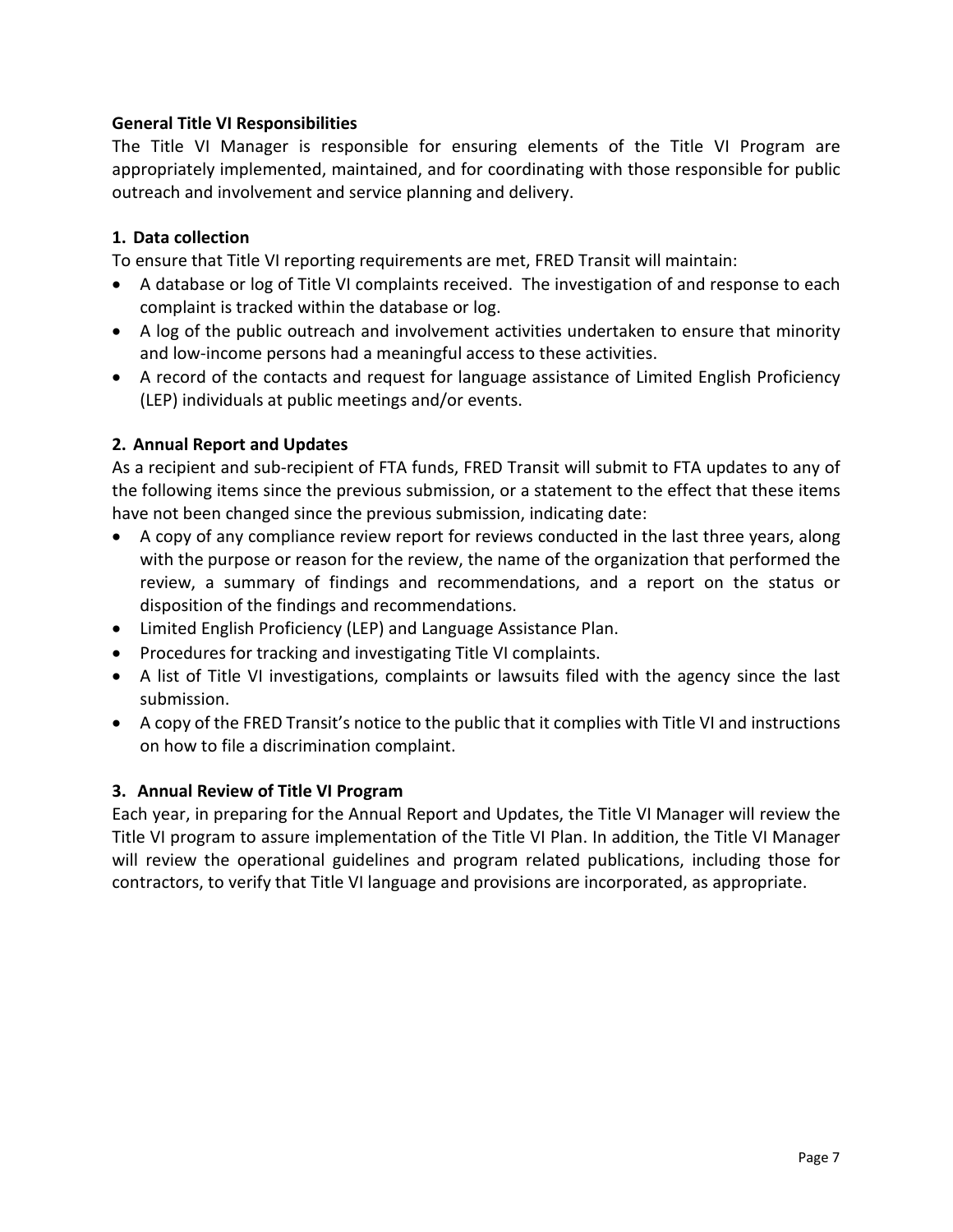### General Title VI Responsibilities

The Title VI Manager is responsible for ensuring elements of the Title VI Program are appropriately implemented, maintained, and for coordinating with those responsible for public outreach and involvement and service planning and delivery.

### 1. Data collection

To ensure that Title VI reporting requirements are met, FRED Transit will maintain:

- A database or log of Title VI complaints received. The investigation of and response to each complaint is tracked within the database or log.
- A log of the public outreach and involvement activities undertaken to ensure that minority and low-income persons had a meaningful access to these activities.
- A record of the contacts and request for language assistance of Limited English Proficiency (LEP) individuals at public meetings and/or events.

### 2. Annual Report and Updates

As a recipient and sub-recipient of FTA funds, FRED Transit will submit to FTA updates to any of the following items since the previous submission, or a statement to the effect that these items have not been changed since the previous submission, indicating date:

- A copy of any compliance review report for reviews conducted in the last three years, along with the purpose or reason for the review, the name of the organization that performed the review, a summary of findings and recommendations, and a report on the status or disposition of the findings and recommendations.
- Limited English Proficiency (LEP) and Language Assistance Plan.
- Procedures for tracking and investigating Title VI complaints.
- A list of Title VI investigations, complaints or lawsuits filed with the agency since the last submission.
- A copy of the FRED Transit's notice to the public that it complies with Title VI and instructions on how to file a discrimination complaint.

### 3. Annual Review of Title VI Program

Each year, in preparing for the Annual Report and Updates, the Title VI Manager will review the Title VI program to assure implementation of the Title VI Plan. In addition, the Title VI Manager will review the operational guidelines and program related publications, including those for contractors, to verify that Title VI language and provisions are incorporated, as appropriate.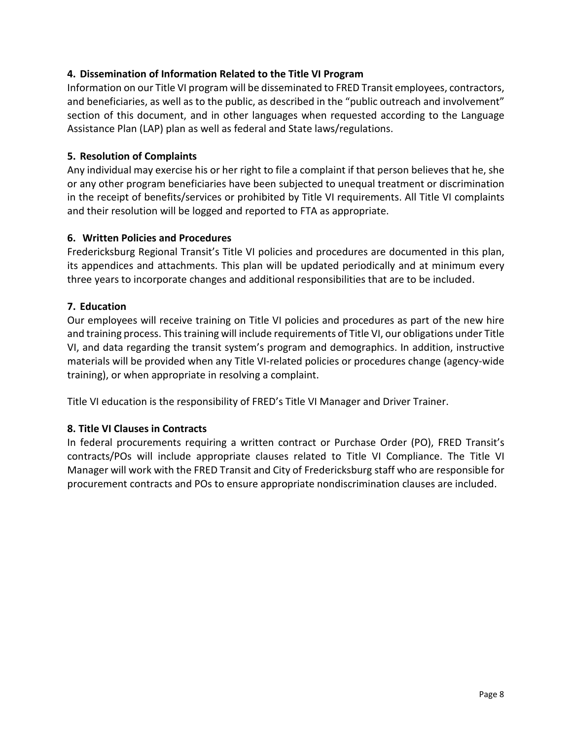#### 4. Dissemination of Information Related to the Title VI Program

Information on our Title VI program will be disseminated to FRED Transit employees, contractors, and beneficiaries, as well as to the public, as described in the "public outreach and involvement" section of this document, and in other languages when requested according to the Language Assistance Plan (LAP) plan as well as federal and State laws/regulations.

#### 5. Resolution of Complaints

Any individual may exercise his or her right to file a complaint if that person believes that he, she or any other program beneficiaries have been subjected to unequal treatment or discrimination in the receipt of benefits/services or prohibited by Title VI requirements. All Title VI complaints and their resolution will be logged and reported to FTA as appropriate.

#### 6. Written Policies and Procedures

Fredericksburg Regional Transit's Title VI policies and procedures are documented in this plan, its appendices and attachments. This plan will be updated periodically and at minimum every three years to incorporate changes and additional responsibilities that are to be included.

#### 7. Education

Our employees will receive training on Title VI policies and procedures as part of the new hire and training process. This training will include requirements of Title VI, our obligations under Title VI, and data regarding the transit system's program and demographics. In addition, instructive materials will be provided when any Title VI-related policies or procedures change (agency-wide training), or when appropriate in resolving a complaint.

Title VI education is the responsibility of FRED's Title VI Manager and Driver Trainer.

#### 8. Title VI Clauses in Contracts

In federal procurements requiring a written contract or Purchase Order (PO), FRED Transit's contracts/POs will include appropriate clauses related to Title VI Compliance. The Title VI Manager will work with the FRED Transit and City of Fredericksburg staff who are responsible for procurement contracts and POs to ensure appropriate nondiscrimination clauses are included.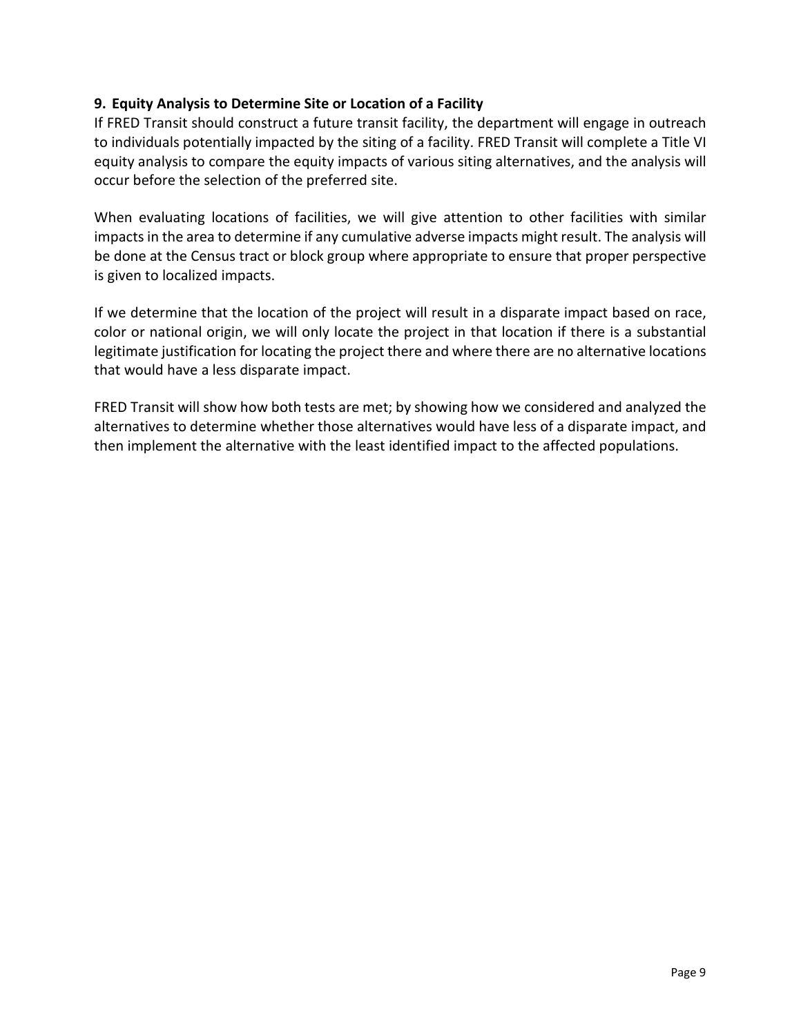## 9. Equity Analysis to Determine Site or Location of a Facility

If FRED Transit should construct a future transit facility, the department will engage in outreach to individuals potentially impacted by the siting of a facility. FRED Transit will complete a Title VI equity analysis to compare the equity impacts of various siting alternatives, and the analysis will occur before the selection of the preferred site.

When evaluating locations of facilities, we will give attention to other facilities with similar impacts in the area to determine if any cumulative adverse impacts might result. The analysis will be done at the Census tract or block group where appropriate to ensure that proper perspective is given to localized impacts.

If we determine that the location of the project will result in a disparate impact based on race, color or national origin, we will only locate the project in that location if there is a substantial legitimate justification for locating the project there and where there are no alternative locations that would have a less disparate impact.

FRED Transit will show how both tests are met; by showing how we considered and analyzed the alternatives to determine whether those alternatives would have less of a disparate impact, and then implement the alternative with the least identified impact to the affected populations.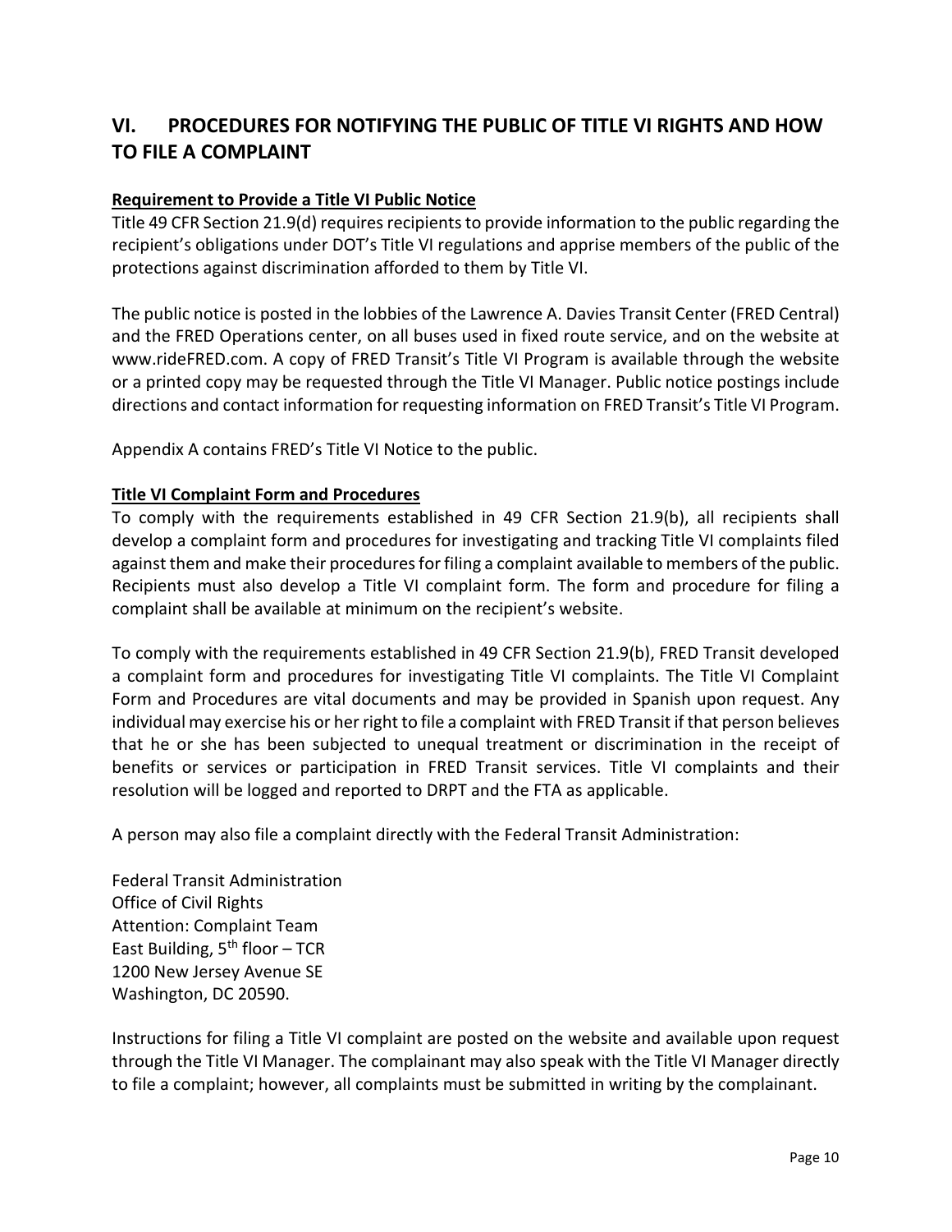## VI. PROCEDURES FOR NOTIFYING THE PUBLIC OF TITLE VI RIGHTS AND HOW TO FILE A COMPLAINT

**Requirement to Provide a Title VI Public Notice**

Title 49 CFR Section 21.9(d) requires recipients to provide information to the public regarding the recipient's obligations under DOT's Title VI regulations and apprise members of the public of the protections against discrimination afforded to them by Title VI.

The public notice is posted in the lobbies of the Lawrence A. Davies Transit Center (FRED Central) and the FRED Operations center, on all buses used in fixed route service, and on the website at www.rideFRED.com. A copy of FRED Transit's Title VI Program is available through the website or a printed copy may be requested through the Title VI Manager. Public notice postings include directions and contact information for requesting information on FRED Transit's Title VI Program.

Appendix A contains FRED's Title VI Notice to the public.

**Title VI Complaint Form and Procedures**

To comply with the requirements established in 49 CFR Section 21.9(b), all recipients shall develop a complaint form and procedures for investigating and tracking Title VI complaints filed against them and make their procedures for filing a complaint available to members of the public. Recipients must also develop a Title VI complaint form. The form and procedure for filing a complaint shall be available at minimum on the recipient's website.

To comply with the requirements established in 49 CFR Section 21.9(b), FRED Transit developed a complaint form and procedures for investigating Title VI complaints. The Title VI Complaint Form and Procedures are vital documents and may be provided in Spanish upon request. Any individual may exercise his or her right to file a complaint with FRED Transit if that person believes that he or she has been subjected to unequal treatment or discrimination in the receipt of benefits or services or participation in FRED Transit services. Title VI complaints and their resolution will be logged and reported to DRPT and the FTA as applicable.

A person may also file a complaint directly with the Federal Transit Administration:

Federal Transit Administration
Office of Civil Rights
Attention: Complaint Team
East Building, 5th floor – TCR
1200 New Jersey Avenue SE
Washington, DC 20590.

Instructions for filing a Title VI complaint are posted on the website and available upon request through the Title VI Manager. The complainant may also speak with the Title VI Manager directly to file a complaint; however, all complaints must be submitted in writing by the complainant.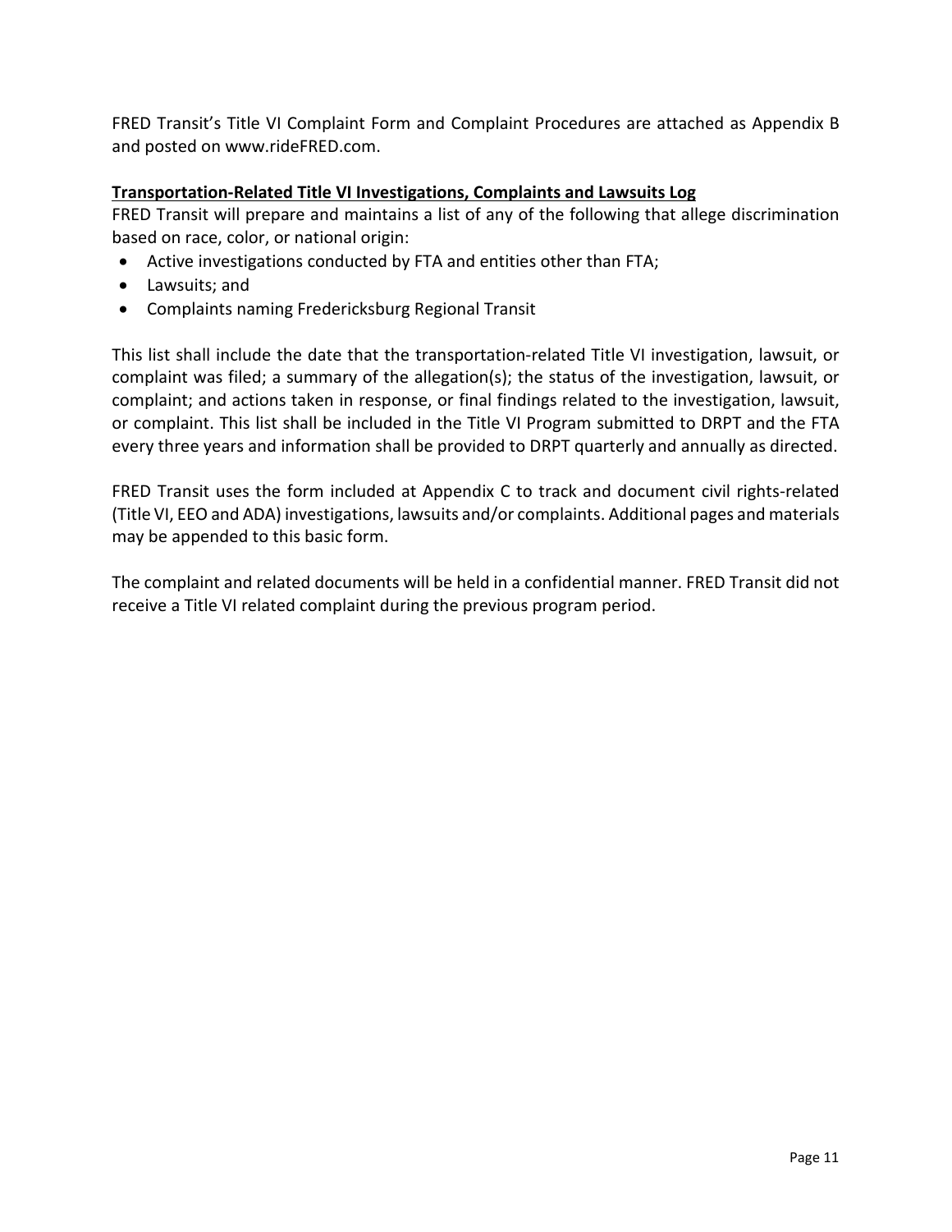FRED Transit's Title VI Complaint Form and Complaint Procedures are attached as Appendix B and posted on www.rideFRED.com.

**Transportation-Related Title VI Investigations, Complaints and Lawsuits Log**

FRED Transit will prepare and maintains a list of any of the following that allege discrimination based on race, color, or national origin:

- Active investigations conducted by FTA and entities other than FTA;
- Lawsuits; and
- Complaints naming Fredericksburg Regional Transit

This list shall include the date that the transportation-related Title VI investigation, lawsuit, or complaint was filed; a summary of the allegation(s); the status of the investigation, lawsuit, or complaint; and actions taken in response, or final findings related to the investigation, lawsuit, or complaint. This list shall be included in the Title VI Program submitted to DRPT and the FTA every three years and information shall be provided to DRPT quarterly and annually as directed.

FRED Transit uses the form included at Appendix C to track and document civil rights-related (Title VI, EEO and ADA) investigations, lawsuits and/or complaints. Additional pages and materials may be appended to this basic form.

The complaint and related documents will be held in a confidential manner. FRED Transit did not receive a Title VI related complaint during the previous program period.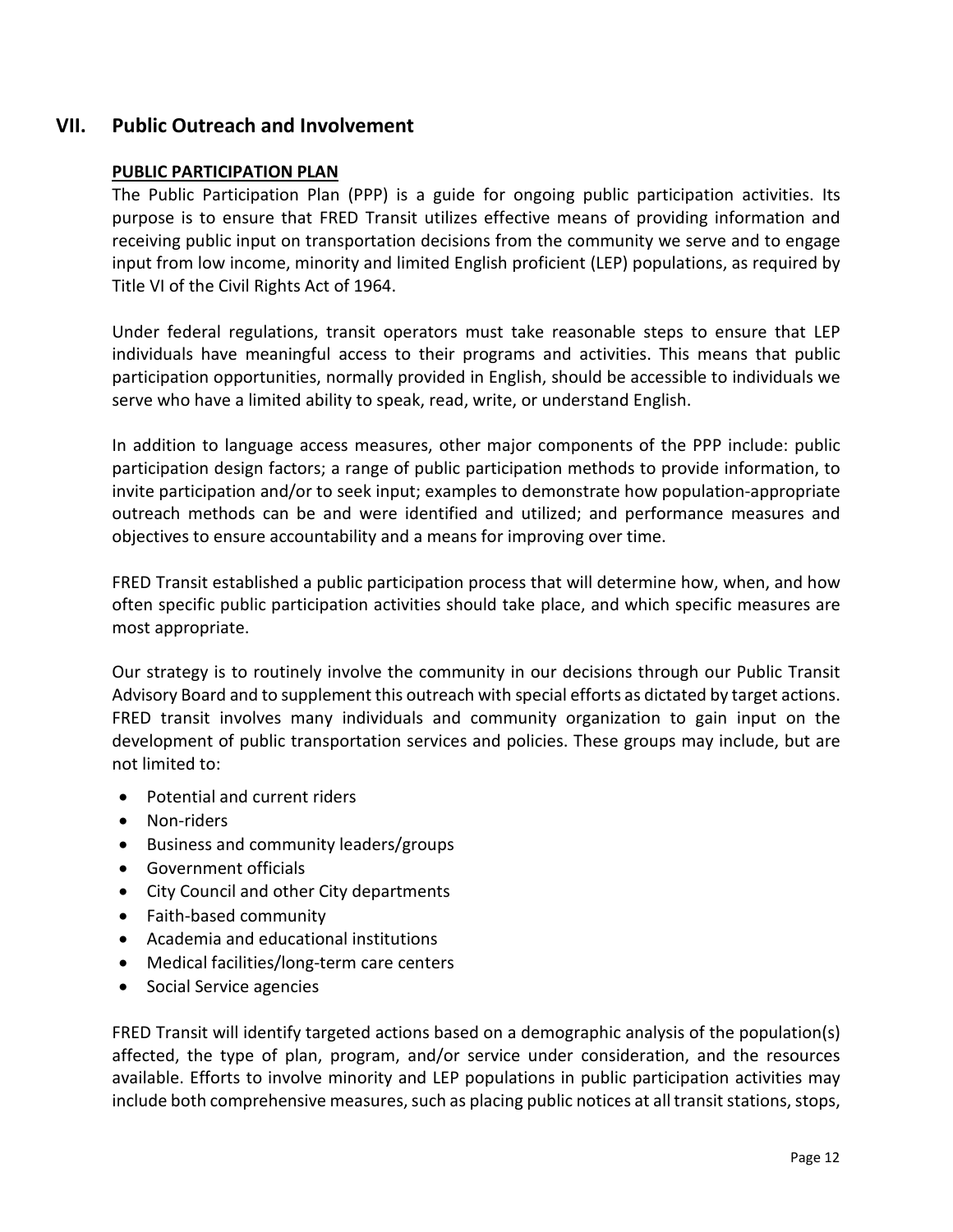## VII. Public Outreach and Involvement

### PUBLIC PARTICIPATION PLAN

The Public Participation Plan (PPP) is a guide for ongoing public participation activities. Its purpose is to ensure that FRED Transit utilizes effective means of providing information and receiving public input on transportation decisions from the community we serve and to engage input from low income, minority and limited English proficient (LEP) populations, as required by Title VI of the Civil Rights Act of 1964.

Under federal regulations, transit operators must take reasonable steps to ensure that LEP individuals have meaningful access to their programs and activities. This means that public participation opportunities, normally provided in English, should be accessible to individuals we serve who have a limited ability to speak, read, write, or understand English.

In addition to language access measures, other major components of the PPP include: public participation design factors; a range of public participation methods to provide information, to invite participation and/or to seek input; examples to demonstrate how population-appropriate outreach methods can be and were identified and utilized; and performance measures and objectives to ensure accountability and a means for improving over time.

FRED Transit established a public participation process that will determine how, when, and how often specific public participation activities should take place, and which specific measures are most appropriate.

Our strategy is to routinely involve the community in our decisions through our Public Transit Advisory Board and to supplement this outreach with special efforts as dictated by target actions. FRED transit involves many individuals and community organization to gain input on the development of public transportation services and policies. These groups may include, but are not limited to:

- Potential and current riders
- Non-riders
- Business and community leaders/groups
- Government officials
- City Council and other City departments
- Faith-based community
- Academia and educational institutions
- Medical facilities/long-term care centers
- Social Service agencies

FRED Transit will identify targeted actions based on a demographic analysis of the population(s) affected, the type of plan, program, and/or service under consideration, and the resources available. Efforts to involve minority and LEP populations in public participation activities may include both comprehensive measures, such as placing public notices at all transit stations, stops,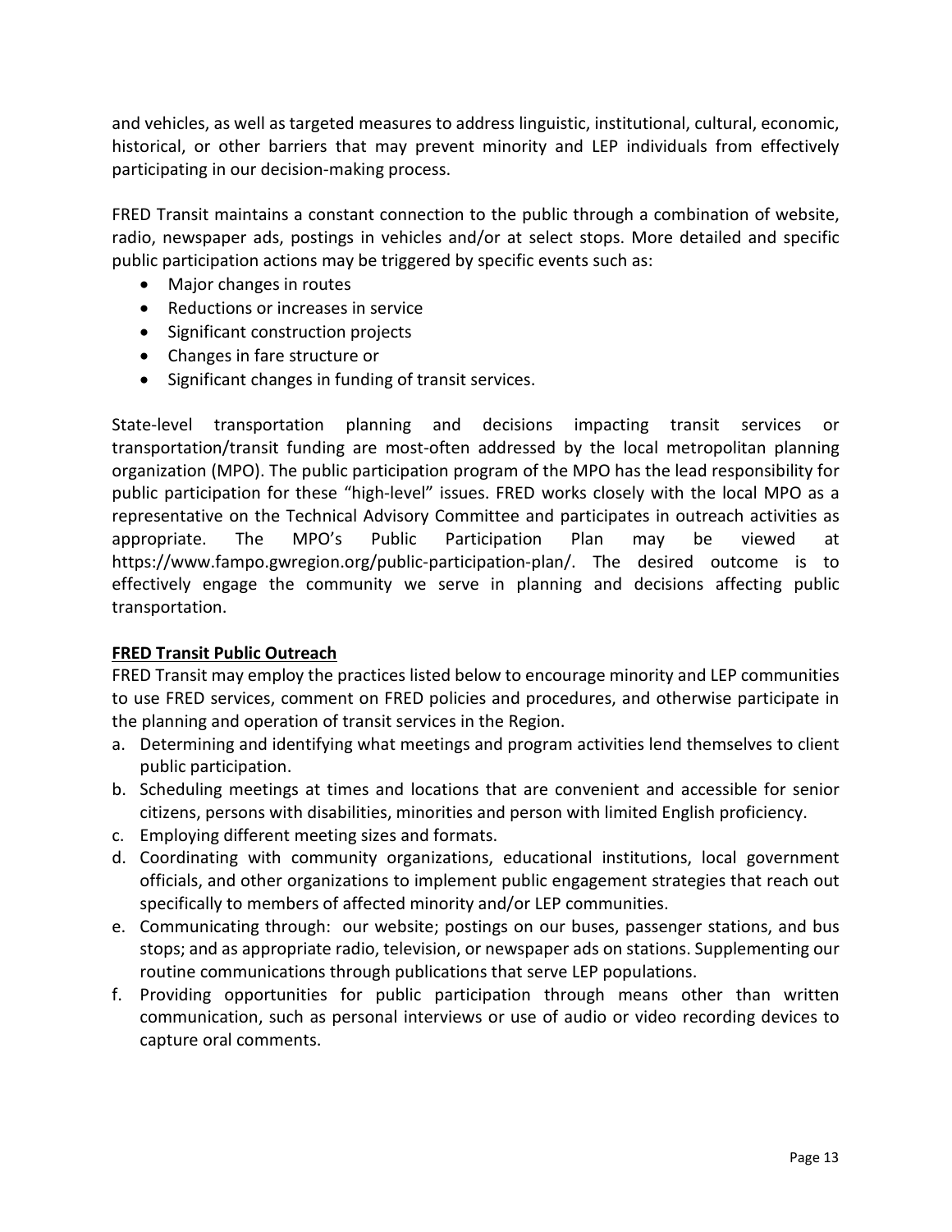and vehicles, as well as targeted measures to address linguistic, institutional, cultural, economic, historical, or other barriers that may prevent minority and LEP individuals from effectively participating in our decision-making process.

FRED Transit maintains a constant connection to the public through a combination of website, radio, newspaper ads, postings in vehicles and/or at select stops. More detailed and specific public participation actions may be triggered by specific events such as:

- Major changes in routes
- Reductions or increases in service
- Significant construction projects
- Changes in fare structure or
- Significant changes in funding of transit services.

State-level transportation planning and decisions impacting transit services or transportation/transit funding are most-often addressed by the local metropolitan planning organization (MPO). The public participation program of the MPO has the lead responsibility for public participation for these "high-level" issues. FRED works closely with the local MPO as a representative on the Technical Advisory Committee and participates in outreach activities as appropriate. The MPO's Public Participation Plan may be viewed at https://www.fampo.gwregion.org/public-participation-plan/. The desired outcome is to effectively engage the community we serve in planning and decisions affecting public transportation.

**FRED Transit Public Outreach**

FRED Transit may employ the practices listed below to encourage minority and LEP communities to use FRED services, comment on FRED policies and procedures, and otherwise participate in the planning and operation of transit services in the Region.

a. Determining and identifying what meetings and program activities lend themselves to client public participation.
b. Scheduling meetings at times and locations that are convenient and accessible for senior citizens, persons with disabilities, minorities and person with limited English proficiency.
c. Employing different meeting sizes and formats.
d. Coordinating with community organizations, educational institutions, local government officials, and other organizations to implement public engagement strategies that reach out specifically to members of affected minority and/or LEP communities.
e. Communicating through: our website; postings on our buses, passenger stations, and bus stops; and as appropriate radio, television, or newspaper ads on stations. Supplementing our routine communications through publications that serve LEP populations.
f. Providing opportunities for public participation through means other than written communication, such as personal interviews or use of audio or video recording devices to capture oral comments.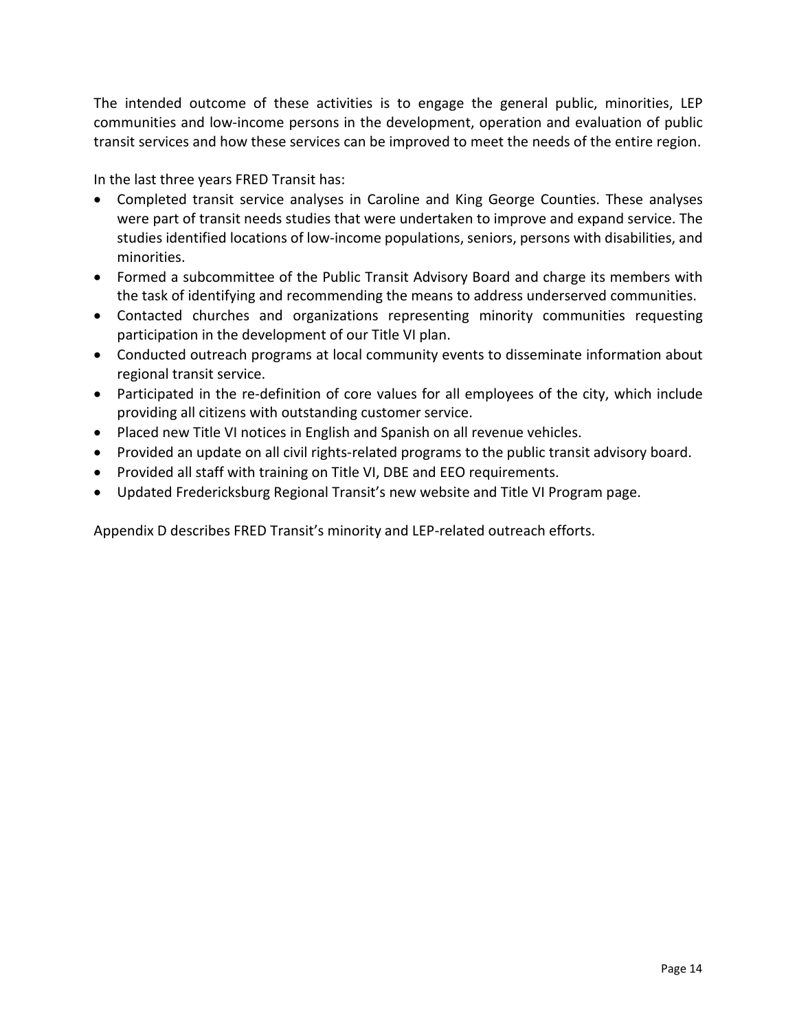The intended outcome of these activities is to engage the general public, minorities, LEP communities and low-income persons in the development, operation and evaluation of public transit services and how these services can be improved to meet the needs of the entire region.

In the last three years FRED Transit has:

- Completed transit service analyses in Caroline and King George Counties. These analyses were part of transit needs studies that were undertaken to improve and expand service. The studies identified locations of low-income populations, seniors, persons with disabilities, and minorities.
- Formed a subcommittee of the Public Transit Advisory Board and charge its members with the task of identifying and recommending the means to address underserved communities.
- Contacted churches and organizations representing minority communities requesting participation in the development of our Title VI plan.
- Conducted outreach programs at local community events to disseminate information about regional transit service.
- Participated in the re-definition of core values for all employees of the city, which include providing all citizens with outstanding customer service.
- Placed new Title VI notices in English and Spanish on all revenue vehicles.
- Provided an update on all civil rights-related programs to the public transit advisory board.
- Provided all staff with training on Title VI, DBE and EEO requirements.
- Updated Fredericksburg Regional Transit's new website and Title VI Program page.

Appendix D describes FRED Transit's minority and LEP-related outreach efforts.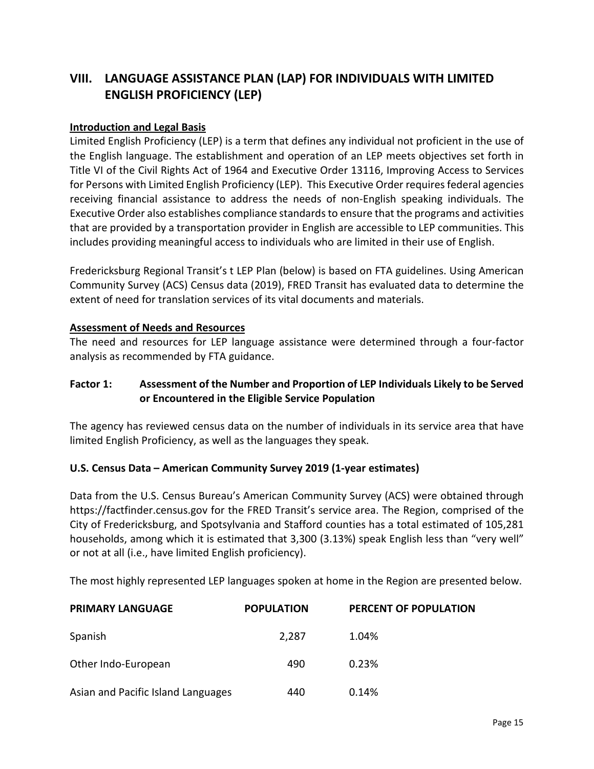# VIII. LANGUAGE ASSISTANCE PLAN (LAP) FOR INDIVIDUALS WITH LIMITED ENGLISH PROFICIENCY (LEP)

**Introduction and Legal Basis**

Limited English Proficiency (LEP) is a term that defines any individual not proficient in the use of the English language. The establishment and operation of an LEP meets objectives set forth in Title VI of the Civil Rights Act of 1964 and Executive Order 13116, Improving Access to Services for Persons with Limited English Proficiency (LEP). This Executive Order requires federal agencies receiving financial assistance to address the needs of non-English speaking individuals. The Executive Order also establishes compliance standards to ensure that the programs and activities that are provided by a transportation provider in English are accessible to LEP communities. This includes providing meaningful access to individuals who are limited in their use of English.

Fredericksburg Regional Transit's t LEP Plan (below) is based on FTA guidelines. Using American Community Survey (ACS) Census data (2019), FRED Transit has evaluated data to determine the extent of need for translation services of its vital documents and materials.

**Assessment of Needs and Resources**

The need and resources for LEP language assistance were determined through a four-factor analysis as recommended by FTA guidance.

### Factor 1: Assessment of the Number and Proportion of LEP Individuals Likely to be Served or Encountered in the Eligible Service Population

The agency has reviewed census data on the number of individuals in its service area that have limited English Proficiency, as well as the languages they speak.

**U.S. Census Data – American Community Survey 2019 (1-year estimates)**

Data from the U.S. Census Bureau's American Community Survey (ACS) were obtained through https://factfinder.census.gov for the FRED Transit's service area. The Region, comprised of the City of Fredericksburg, and Spotsylvania and Stafford counties has a total estimated of 105,281 households, among which it is estimated that 3,300 (3.13%) speak English less than "very well" or not at all (i.e., have limited English proficiency).

The most highly represented LEP languages spoken at home in the Region are presented below.

| PRIMARY LANGUAGE | POPULATION | PERCENT OF POPULATION |
|---|---|---|
| Spanish | 2,287 | 1.04% |
| Other Indo-European | 490 | 0.23% |
| Asian and Pacific Island Languages | 440 | 0.14% |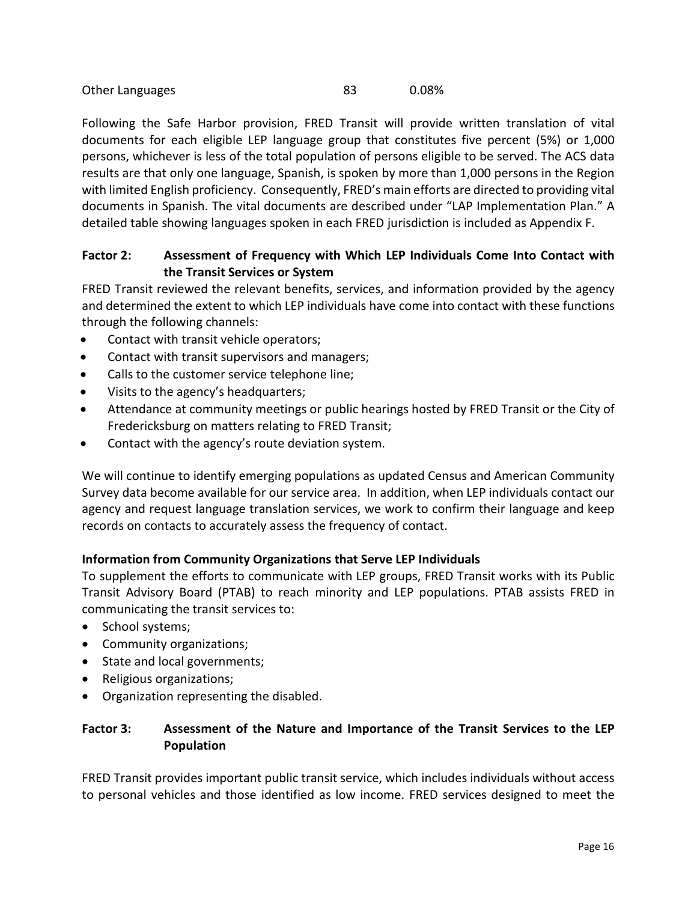| Other Languages | 83 | 0.08% |
|---|---|---|

Following the Safe Harbor provision, FRED Transit will provide written translation of vital documents for each eligible LEP language group that constitutes five percent (5%) or 1,000 persons, whichever is less of the total population of persons eligible to be served. The ACS data results are that only one language, Spanish, is spoken by more than 1,000 persons in the Region with limited English proficiency. Consequently, FRED's main efforts are directed to providing vital documents in Spanish. The vital documents are described under "LAP Implementation Plan." A detailed table showing languages spoken in each FRED jurisdiction is included as Appendix F.

### Factor 2: Assessment of Frequency with Which LEP Individuals Come Into Contact with the Transit Services or System

FRED Transit reviewed the relevant benefits, services, and information provided by the agency and determined the extent to which LEP individuals have come into contact with these functions through the following channels:

- Contact with transit vehicle operators;
- Contact with transit supervisors and managers;
- Calls to the customer service telephone line;
- Visits to the agency's headquarters;
- Attendance at community meetings or public hearings hosted by FRED Transit or the City of Fredericksburg on matters relating to FRED Transit;
- Contact with the agency's route deviation system.

We will continue to identify emerging populations as updated Census and American Community Survey data become available for our service area. In addition, when LEP individuals contact our agency and request language translation services, we work to confirm their language and keep records on contacts to accurately assess the frequency of contact.

**Information from Community Organizations that Serve LEP Individuals**

To supplement the efforts to communicate with LEP groups, FRED Transit works with its Public Transit Advisory Board (PTAB) to reach minority and LEP populations. PTAB assists FRED in communicating the transit services to:

- School systems;
- Community organizations;
- State and local governments;
- Religious organizations;
- Organization representing the disabled.

### Factor 3: Assessment of the Nature and Importance of the Transit Services to the LEP Population

FRED Transit provides important public transit service, which includes individuals without access to personal vehicles and those identified as low income. FRED services designed to meet the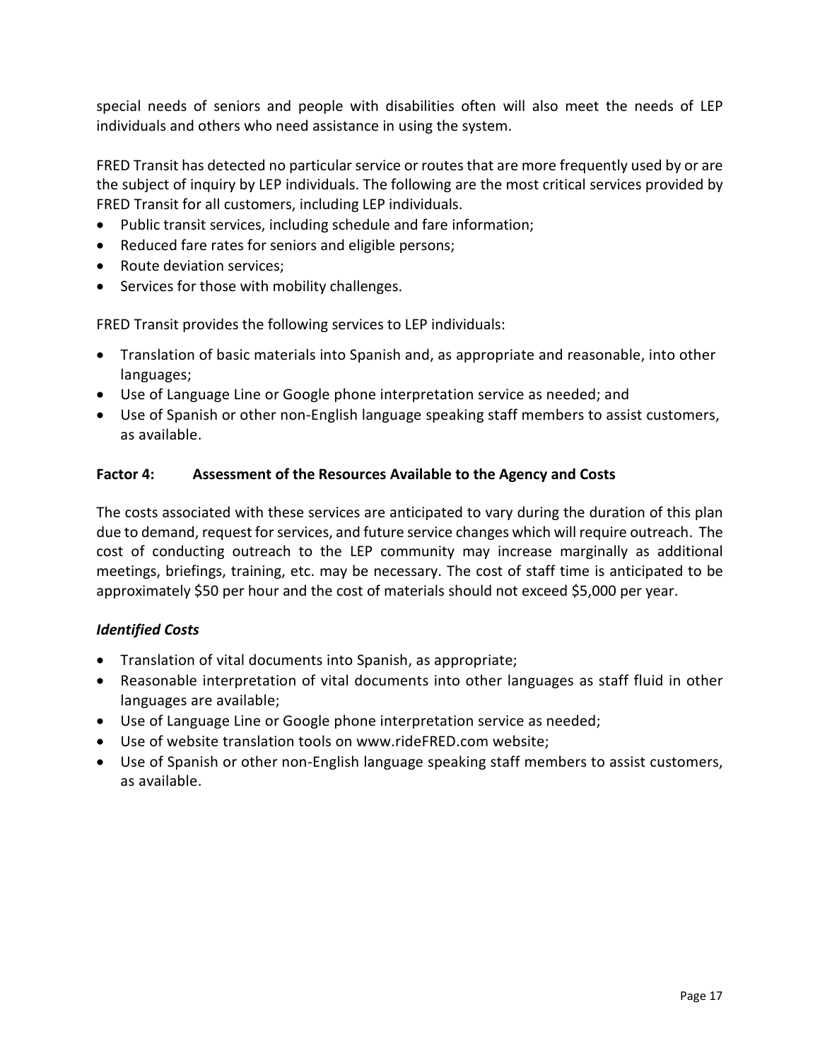special needs of seniors and people with disabilities often will also meet the needs of LEP individuals and others who need assistance in using the system.

FRED Transit has detected no particular service or routes that are more frequently used by or are the subject of inquiry by LEP individuals. The following are the most critical services provided by FRED Transit for all customers, including LEP individuals.

- Public transit services, including schedule and fare information;
- Reduced fare rates for seniors and eligible persons;
- Route deviation services;
- Services for those with mobility challenges.

FRED Transit provides the following services to LEP individuals:

- Translation of basic materials into Spanish and, as appropriate and reasonable, into other languages;
- Use of Language Line or Google phone interpretation service as needed; and
- Use of Spanish or other non-English language speaking staff members to assist customers, as available.

### Factor 4: Assessment of the Resources Available to the Agency and Costs

The costs associated with these services are anticipated to vary during the duration of this plan due to demand, request for services, and future service changes which will require outreach. The cost of conducting outreach to the LEP community may increase marginally as additional meetings, briefings, training, etc. may be necessary. The cost of staff time is anticipated to be approximately $50 per hour and the cost of materials should not exceed $5,000 per year.

#### *Identified Costs*

- Translation of vital documents into Spanish, as appropriate;
- Reasonable interpretation of vital documents into other languages as staff fluid in other languages are available;
- Use of Language Line or Google phone interpretation service as needed;
- Use of website translation tools on www.rideFRED.com website;
- Use of Spanish or other non-English language speaking staff members to assist customers, as available.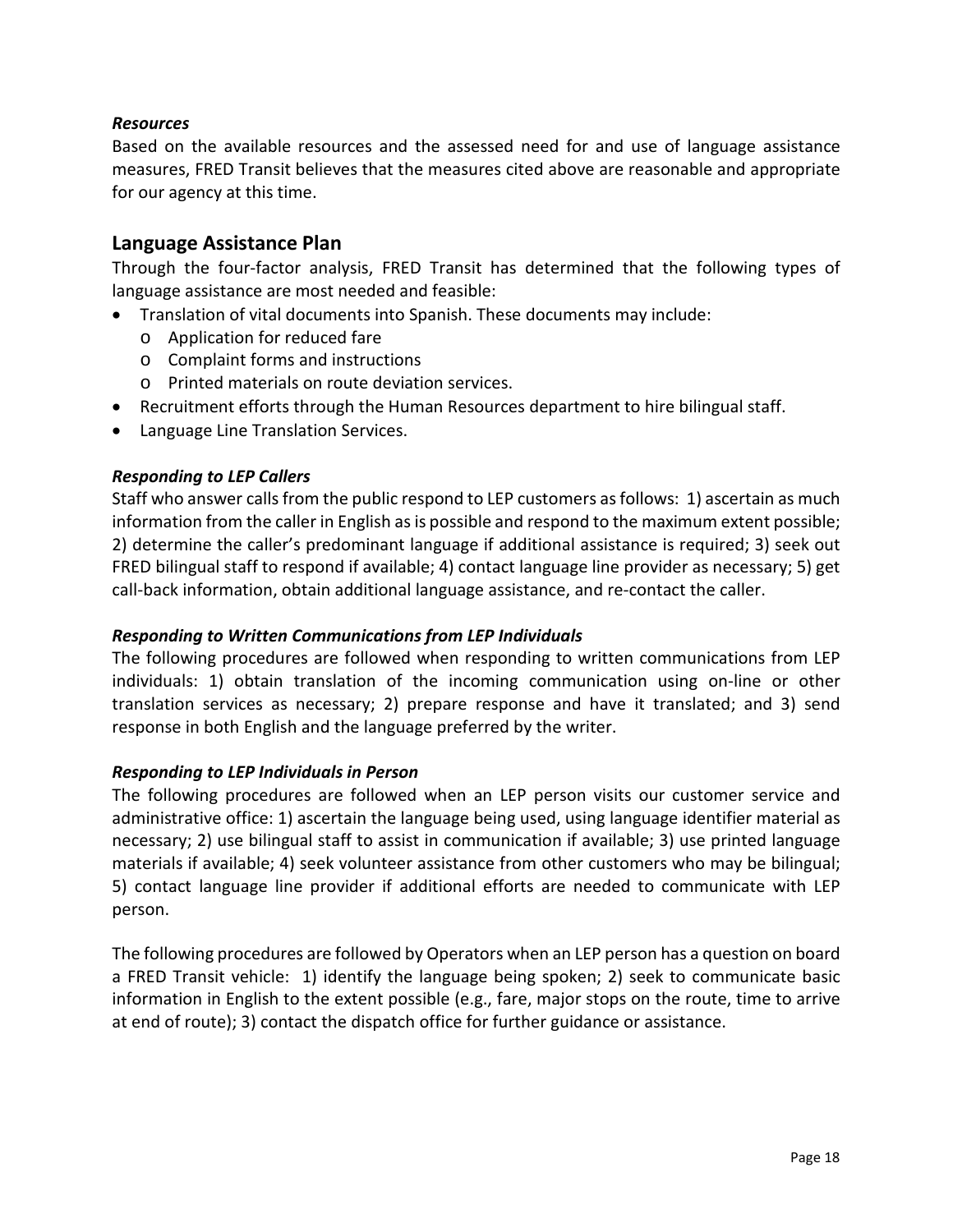***Resources***

Based on the available resources and the assessed need for and use of language assistance measures, FRED Transit believes that the measures cited above are reasonable and appropriate for our agency at this time.

## Language Assistance Plan

Through the four-factor analysis, FRED Transit has determined that the following types of language assistance are most needed and feasible:

- Translation of vital documents into Spanish. These documents may include:
  - Application for reduced fare
  - Complaint forms and instructions
  - Printed materials on route deviation services.
- Recruitment efforts through the Human Resources department to hire bilingual staff.
- Language Line Translation Services.

***Responding to LEP Callers***

Staff who answer calls from the public respond to LEP customers as follows: 1) ascertain as much information from the caller in English as is possible and respond to the maximum extent possible; 2) determine the caller's predominant language if additional assistance is required; 3) seek out FRED bilingual staff to respond if available; 4) contact language line provider as necessary; 5) get call-back information, obtain additional language assistance, and re-contact the caller.

***Responding to Written Communications from LEP Individuals***

The following procedures are followed when responding to written communications from LEP individuals: 1) obtain translation of the incoming communication using on-line or other translation services as necessary; 2) prepare response and have it translated; and 3) send response in both English and the language preferred by the writer.

***Responding to LEP Individuals in Person***

The following procedures are followed when an LEP person visits our customer service and administrative office: 1) ascertain the language being used, using language identifier material as necessary; 2) use bilingual staff to assist in communication if available; 3) use printed language materials if available; 4) seek volunteer assistance from other customers who may be bilingual; 5) contact language line provider if additional efforts are needed to communicate with LEP person.

The following procedures are followed by Operators when an LEP person has a question on board a FRED Transit vehicle: 1) identify the language being spoken; 2) seek to communicate basic information in English to the extent possible (e.g., fare, major stops on the route, time to arrive at end of route); 3) contact the dispatch office for further guidance or assistance.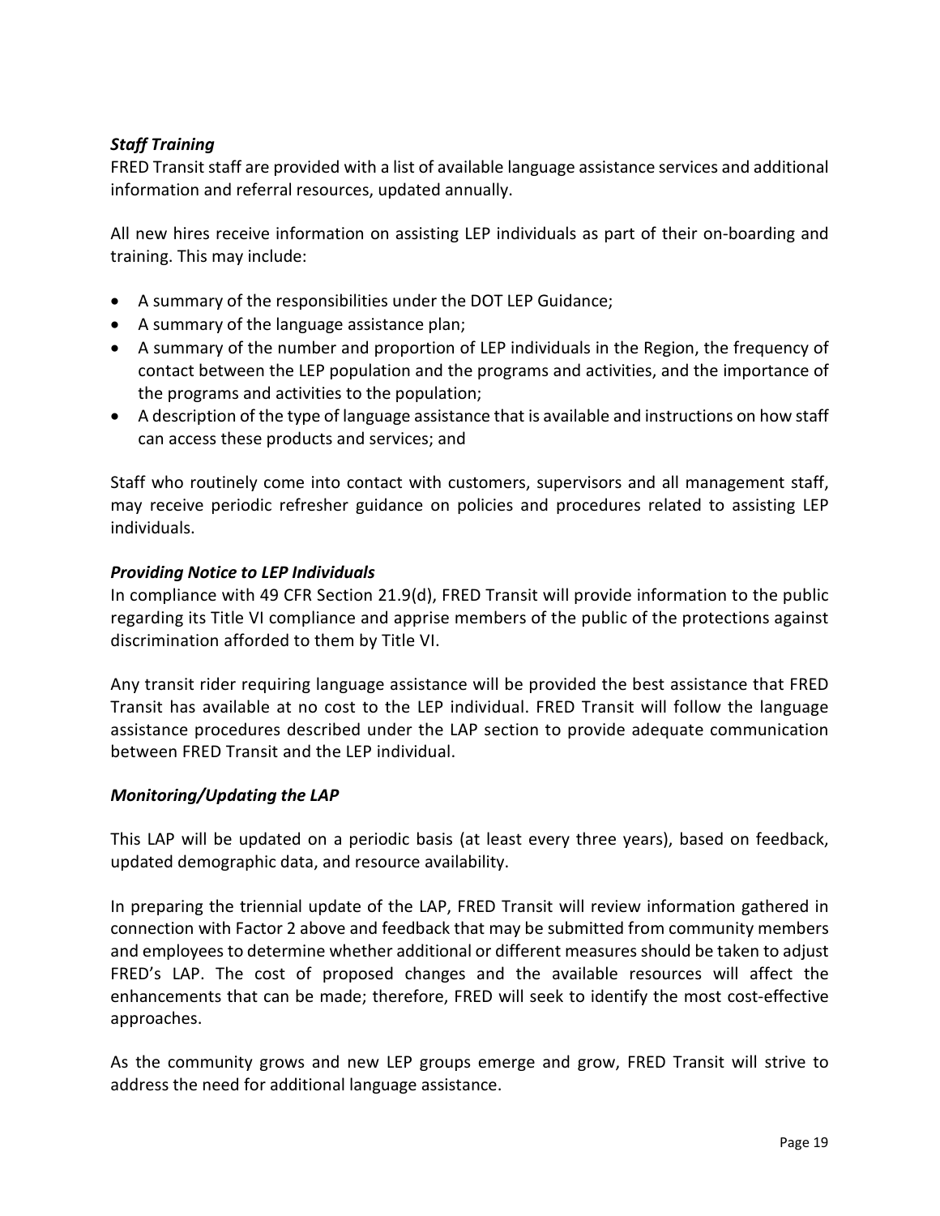***Staff Training***

FRED Transit staff are provided with a list of available language assistance services and additional information and referral resources, updated annually.

All new hires receive information on assisting LEP individuals as part of their on-boarding and training. This may include:

- A summary of the responsibilities under the DOT LEP Guidance;
- A summary of the language assistance plan;
- A summary of the number and proportion of LEP individuals in the Region, the frequency of contact between the LEP population and the programs and activities, and the importance of the programs and activities to the population;
- A description of the type of language assistance that is available and instructions on how staff can access these products and services; and

Staff who routinely come into contact with customers, supervisors and all management staff, may receive periodic refresher guidance on policies and procedures related to assisting LEP individuals.

***Providing Notice to LEP Individuals***

In compliance with 49 CFR Section 21.9(d), FRED Transit will provide information to the public regarding its Title VI compliance and apprise members of the public of the protections against discrimination afforded to them by Title VI.

Any transit rider requiring language assistance will be provided the best assistance that FRED Transit has available at no cost to the LEP individual. FRED Transit will follow the language assistance procedures described under the LAP section to provide adequate communication between FRED Transit and the LEP individual.

***Monitoring/Updating the LAP***

This LAP will be updated on a periodic basis (at least every three years), based on feedback, updated demographic data, and resource availability.

In preparing the triennial update of the LAP, FRED Transit will review information gathered in connection with Factor 2 above and feedback that may be submitted from community members and employees to determine whether additional or different measures should be taken to adjust FRED's LAP. The cost of proposed changes and the available resources will affect the enhancements that can be made; therefore, FRED will seek to identify the most cost-effective approaches.

As the community grows and new LEP groups emerge and grow, FRED Transit will strive to address the need for additional language assistance.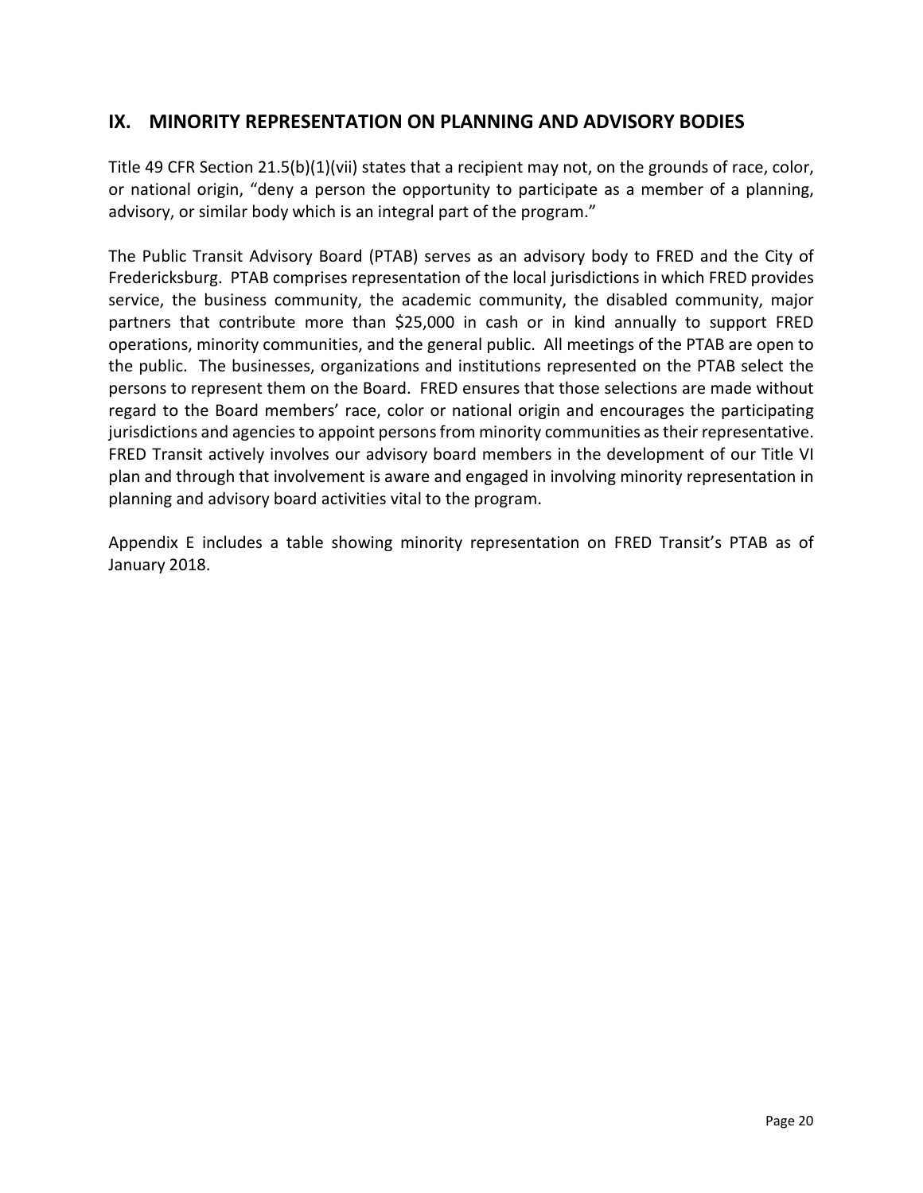## IX. MINORITY REPRESENTATION ON PLANNING AND ADVISORY BODIES

Title 49 CFR Section 21.5(b)(1)(vii) states that a recipient may not, on the grounds of race, color, or national origin, "deny a person the opportunity to participate as a member of a planning, advisory, or similar body which is an integral part of the program."

The Public Transit Advisory Board (PTAB) serves as an advisory body to FRED and the City of Fredericksburg. PTAB comprises representation of the local jurisdictions in which FRED provides service, the business community, the academic community, the disabled community, major partners that contribute more than $25,000 in cash or in kind annually to support FRED operations, minority communities, and the general public. All meetings of the PTAB are open to the public. The businesses, organizations and institutions represented on the PTAB select the persons to represent them on the Board. FRED ensures that those selections are made without regard to the Board members' race, color or national origin and encourages the participating jurisdictions and agencies to appoint persons from minority communities as their representative. FRED Transit actively involves our advisory board members in the development of our Title VI plan and through that involvement is aware and engaged in involving minority representation in planning and advisory board activities vital to the program.

Appendix E includes a table showing minority representation on FRED Transit's PTAB as of January 2018.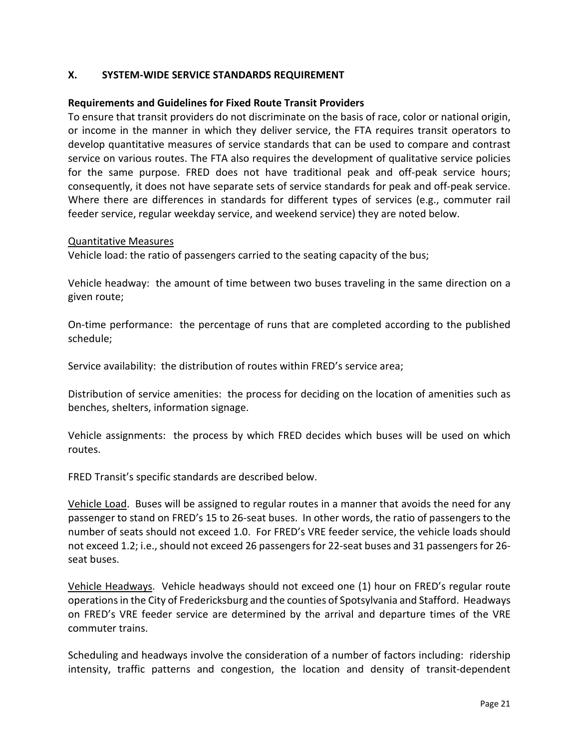## X. SYSTEM-WIDE SERVICE STANDARDS REQUIREMENT

### Requirements and Guidelines for Fixed Route Transit Providers

To ensure that transit providers do not discriminate on the basis of race, color or national origin, or income in the manner in which they deliver service, the FTA requires transit operators to develop quantitative measures of service standards that can be used to compare and contrast service on various routes. The FTA also requires the development of qualitative service policies for the same purpose. FRED does not have traditional peak and off-peak service hours; consequently, it does not have separate sets of service standards for peak and off-peak service. Where there are differences in standards for different types of services (e.g., commuter rail feeder service, regular weekday service, and weekend service) they are noted below.

Quantitative Measures

Vehicle load: the ratio of passengers carried to the seating capacity of the bus;

Vehicle headway: the amount of time between two buses traveling in the same direction on a given route;

On-time performance: the percentage of runs that are completed according to the published schedule;

Service availability: the distribution of routes within FRED's service area;

Distribution of service amenities: the process for deciding on the location of amenities such as benches, shelters, information signage.

Vehicle assignments: the process by which FRED decides which buses will be used on which routes.

FRED Transit's specific standards are described below.

Vehicle Load. Buses will be assigned to regular routes in a manner that avoids the need for any passenger to stand on FRED's 15 to 26-seat buses. In other words, the ratio of passengers to the number of seats should not exceed 1.0. For FRED's VRE feeder service, the vehicle loads should not exceed 1.2; i.e., should not exceed 26 passengers for 22-seat buses and 31 passengers for 26-seat buses.

Vehicle Headways. Vehicle headways should not exceed one (1) hour on FRED's regular route operations in the City of Fredericksburg and the counties of Spotsylvania and Stafford. Headways on FRED's VRE feeder service are determined by the arrival and departure times of the VRE commuter trains.

Scheduling and headways involve the consideration of a number of factors including: ridership intensity, traffic patterns and congestion, the location and density of transit-dependent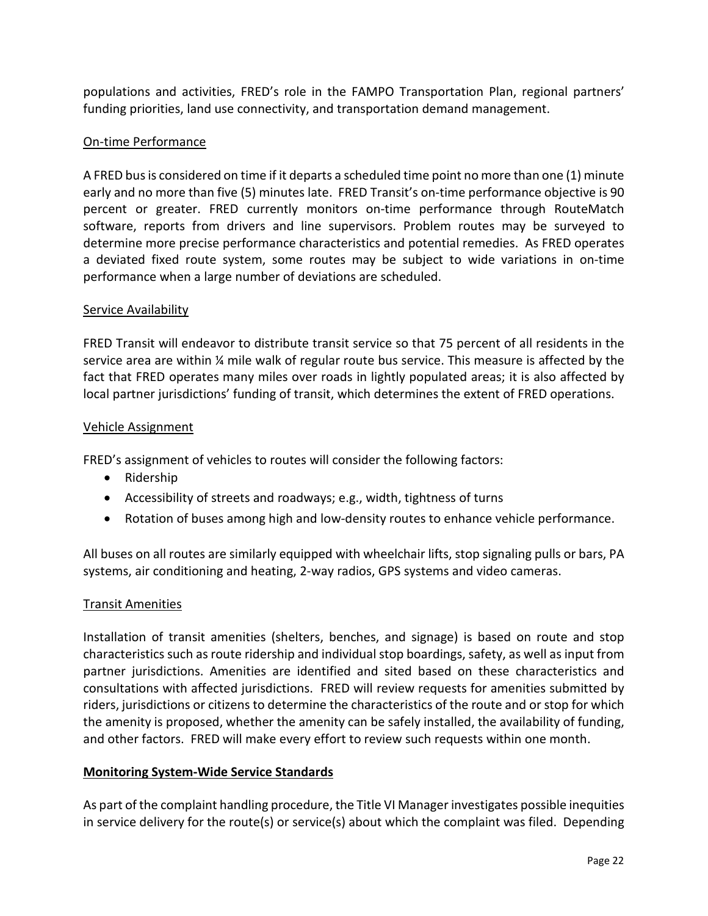populations and activities, FRED's role in the FAMPO Transportation Plan, regional partners' funding priorities, land use connectivity, and transportation demand management.

On-time Performance

A FRED bus is considered on time if it departs a scheduled time point no more than one (1) minute early and no more than five (5) minutes late. FRED Transit's on-time performance objective is 90 percent or greater. FRED currently monitors on-time performance through RouteMatch software, reports from drivers and line supervisors. Problem routes may be surveyed to determine more precise performance characteristics and potential remedies. As FRED operates a deviated fixed route system, some routes may be subject to wide variations in on-time performance when a large number of deviations are scheduled.

Service Availability

FRED Transit will endeavor to distribute transit service so that 75 percent of all residents in the service area are within ¼ mile walk of regular route bus service. This measure is affected by the fact that FRED operates many miles over roads in lightly populated areas; it is also affected by local partner jurisdictions' funding of transit, which determines the extent of FRED operations.

Vehicle Assignment

FRED's assignment of vehicles to routes will consider the following factors:

- Ridership
- Accessibility of streets and roadways; e.g., width, tightness of turns
- Rotation of buses among high and low-density routes to enhance vehicle performance.

All buses on all routes are similarly equipped with wheelchair lifts, stop signaling pulls or bars, PA systems, air conditioning and heating, 2-way radios, GPS systems and video cameras.

Transit Amenities

Installation of transit amenities (shelters, benches, and signage) is based on route and stop characteristics such as route ridership and individual stop boardings, safety, as well as input from partner jurisdictions. Amenities are identified and sited based on these characteristics and consultations with affected jurisdictions. FRED will review requests for amenities submitted by riders, jurisdictions or citizens to determine the characteristics of the route and or stop for which the amenity is proposed, whether the amenity can be safely installed, the availability of funding, and other factors. FRED will make every effort to review such requests within one month.

**Monitoring System-Wide Service Standards**

As part of the complaint handling procedure, the Title VI Manager investigates possible inequities in service delivery for the route(s) or service(s) about which the complaint was filed. Depending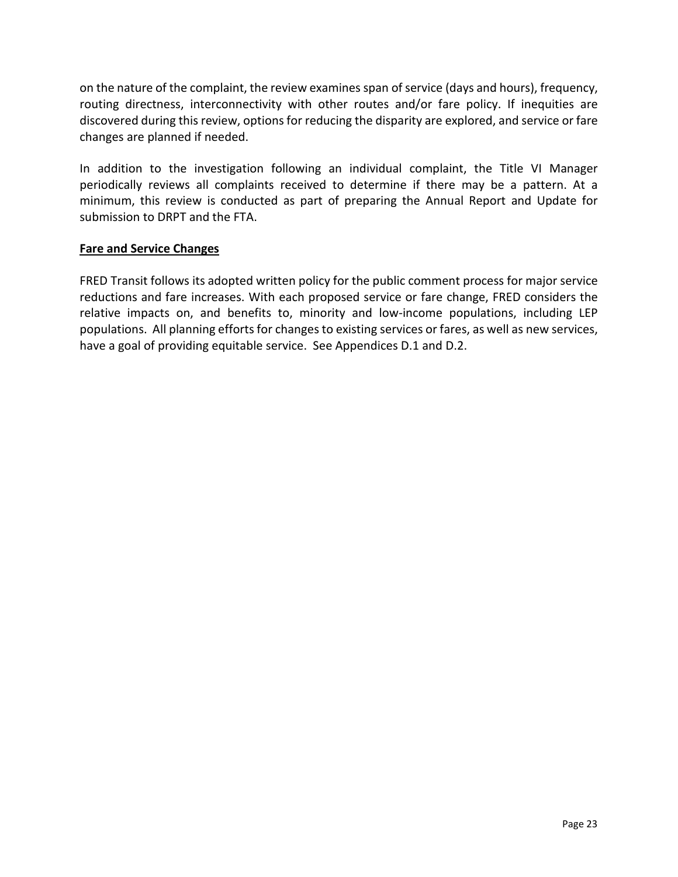on the nature of the complaint, the review examines span of service (days and hours), frequency, routing directness, interconnectivity with other routes and/or fare policy. If inequities are discovered during this review, options for reducing the disparity are explored, and service or fare changes are planned if needed.

In addition to the investigation following an individual complaint, the Title VI Manager periodically reviews all complaints received to determine if there may be a pattern. At a minimum, this review is conducted as part of preparing the Annual Report and Update for submission to DRPT and the FTA.

## Fare and Service Changes

FRED Transit follows its adopted written policy for the public comment process for major service reductions and fare increases. With each proposed service or fare change, FRED considers the relative impacts on, and benefits to, minority and low-income populations, including LEP populations. All planning efforts for changes to existing services or fares, as well as new services, have a goal of providing equitable service. See Appendices D.1 and D.2.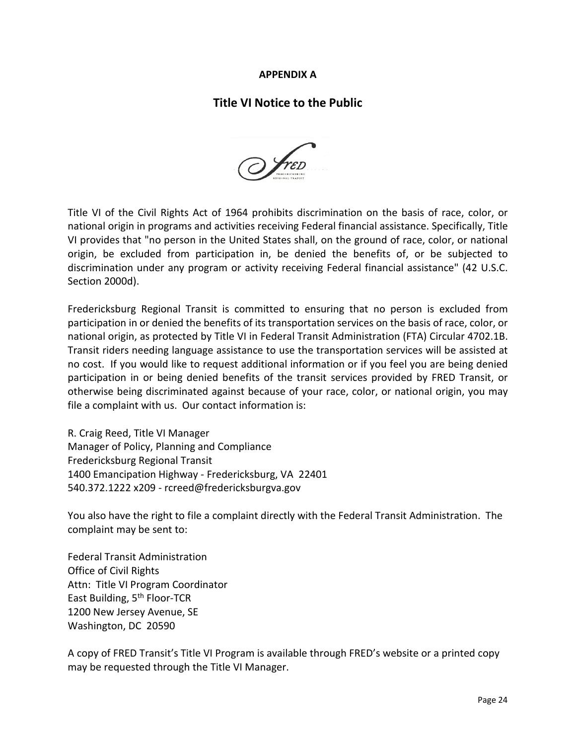**APPENDIX A**

## Title VI Notice to the Public

Title VI of the Civil Rights Act of 1964 prohibits discrimination on the basis of race, color, or national origin in programs and activities receiving Federal financial assistance. Specifically, Title VI provides that "no person in the United States shall, on the ground of race, color, or national origin, be excluded from participation in, be denied the benefits of, or be subjected to discrimination under any program or activity receiving Federal financial assistance" (42 U.S.C. Section 2000d).

Fredericksburg Regional Transit is committed to ensuring that no person is excluded from participation in or denied the benefits of its transportation services on the basis of race, color, or national origin, as protected by Title VI in Federal Transit Administration (FTA) Circular 4702.1B. Transit riders needing language assistance to use the transportation services will be assisted at no cost. If you would like to request additional information or if you feel you are being denied participation in or being denied benefits of the transit services provided by FRED Transit, or otherwise being discriminated against because of your race, color, or national origin, you may file a complaint with us. Our contact information is:

R. Craig Reed, Title VI Manager
Manager of Policy, Planning and Compliance
Fredericksburg Regional Transit
1400 Emancipation Highway - Fredericksburg, VA 22401
540.372.1222 x209 - rcreed@fredericksburgva.gov

You also have the right to file a complaint directly with the Federal Transit Administration. The complaint may be sent to:

Federal Transit Administration
Office of Civil Rights
Attn: Title VI Program Coordinator
East Building, 5th Floor-TCR
1200 New Jersey Avenue, SE
Washington, DC 20590

A copy of FRED Transit's Title VI Program is available through FRED's website or a printed copy may be requested through the Title VI Manager.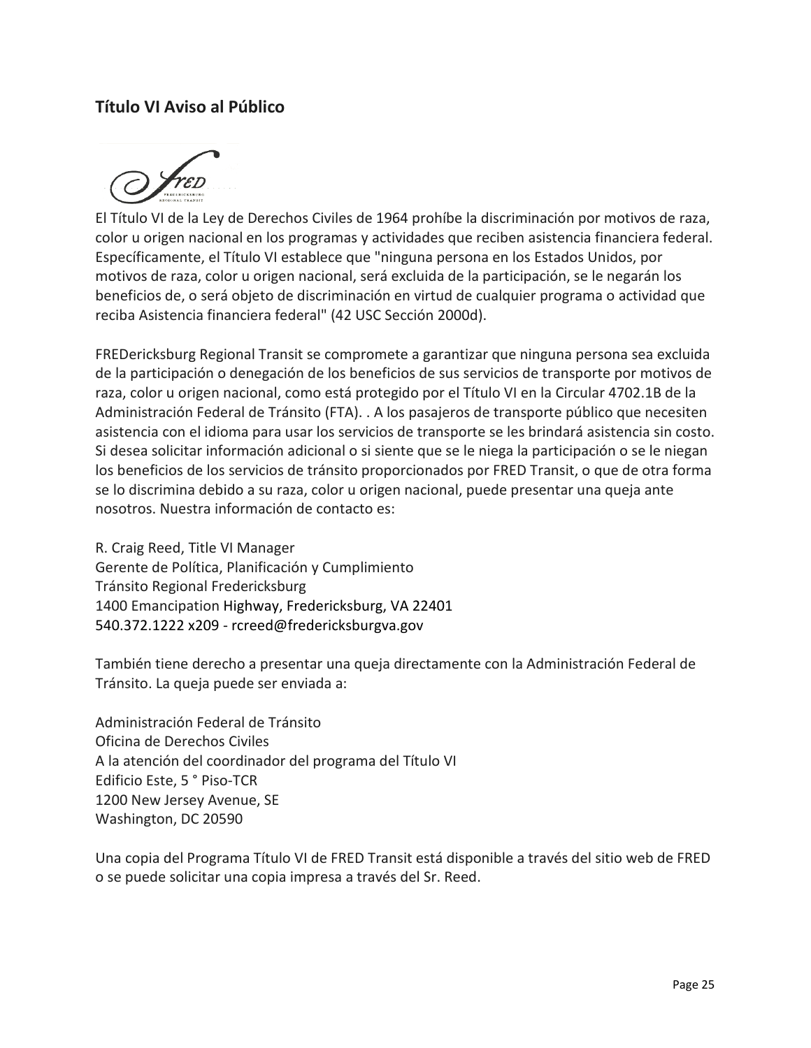## Título VI Aviso al Público

El Título VI de la Ley de Derechos Civiles de 1964 prohíbe la discriminación por motivos de raza, color u origen nacional en los programas y actividades que reciben asistencia financiera federal. Específicamente, el Título VI establece que "ninguna persona en los Estados Unidos, por motivos de raza, color u origen nacional, será excluida de la participación, se le negarán los beneficios de, o será objeto de discriminación en virtud de cualquier programa o actividad que reciba Asistencia financiera federal" (42 USC Sección 2000d).

FREDericksburg Regional Transit se compromete a garantizar que ninguna persona sea excluida de la participación o denegación de los beneficios de sus servicios de transporte por motivos de raza, color u origen nacional, como está protegido por el Título VI en la Circular 4702.1B de la Administración Federal de Tránsito (FTA). . A los pasajeros de transporte público que necesiten asistencia con el idioma para usar los servicios de transporte se les brindará asistencia sin costo. Si desea solicitar información adicional o si siente que se le niega la participación o se le niegan los beneficios de los servicios de tránsito proporcionados por FRED Transit, o que de otra forma se lo discrimina debido a su raza, color u origen nacional, puede presentar una queja ante nosotros. Nuestra información de contacto es:

R. Craig Reed, Title VI Manager
Gerente de Política, Planificación y Cumplimiento
Tránsito Regional Fredericksburg
1400 Emancipation Highway, Fredericksburg, VA 22401
540.372.1222 x209 - rcreed@fredericksburgva.gov

También tiene derecho a presentar una queja directamente con la Administración Federal de Tránsito. La queja puede ser enviada a:

Administración Federal de Tránsito
Oficina de Derechos Civiles
A la atención del coordinador del programa del Título VI
Edificio Este, 5 ° Piso-TCR
1200 New Jersey Avenue, SE
Washington, DC 20590

Una copia del Programa Título VI de FRED Transit está disponible a través del sitio web de FRED o se puede solicitar una copia impresa a través del Sr. Reed.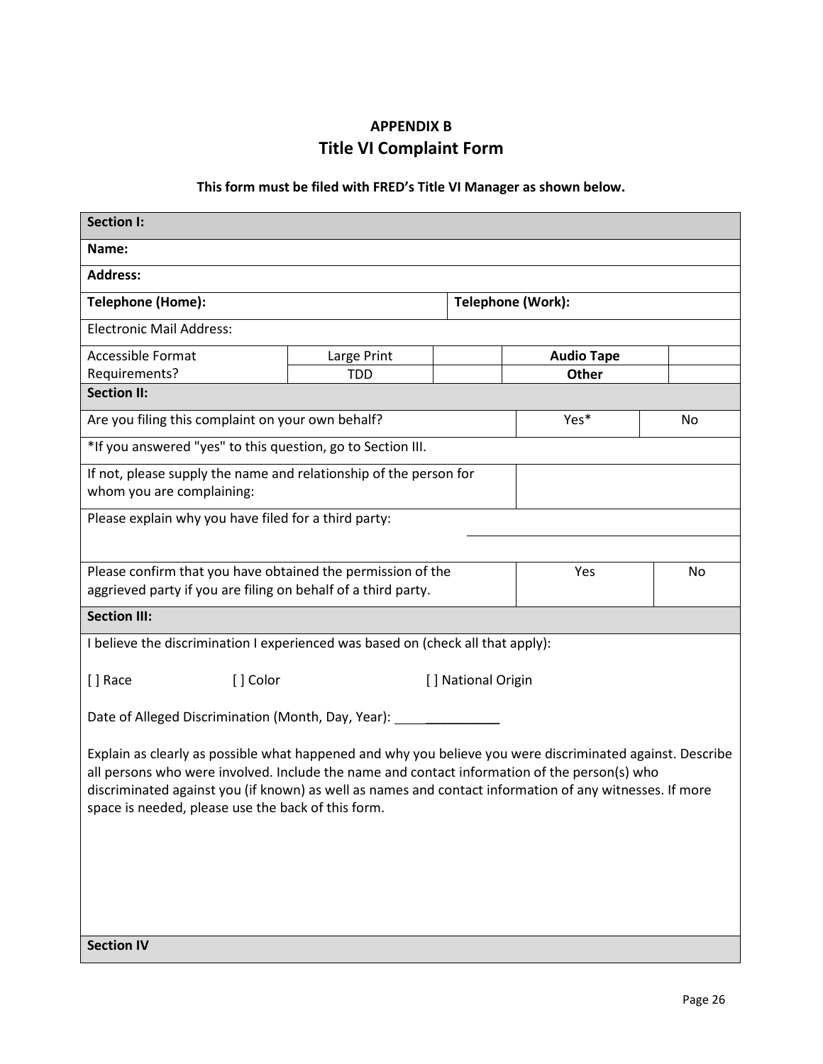**APPENDIX B**

## Title VI Complaint Form

**This form must be filed with FRED's Title VI Manager as shown below.**

| **Section I:** | | | | | |
|---|---|---|---|---|---|
| **Name:** | | | | | |
| **Address:** | | | | | |
| **Telephone (Home):** | | | **Telephone (Work):** | | |
| Electronic Mail Address: | | | | | |
| Accessible Format Requirements? | Large Print | | **Audio Tape** | | |
| | TDD | | **Other** | | |
| **Section II:** | | | | | |
| Are you filing this complaint on your own behalf? | | | Yes* | No | |
| *If you answered "yes" to this question, go to Section III. | | | | | |
| If not, please supply the name and relationship of the person for whom you are complaining: | | | | | |
| Please explain why you have filed for a third party: | | | | | |
| Please confirm that you have obtained the permission of the aggrieved party if you are filing on behalf of a third party. | | | Yes | No | |
| **Section III:** | | | | | |

I believe the discrimination I experienced was based on (check all that apply):

[ ] Race [ ] Color [ ] National Origin

Date of Alleged Discrimination (Month, Day, Year): _______________

Explain as clearly as possible what happened and why you believe you were discriminated against. Describe all persons who were involved. Include the name and contact information of the person(s) who discriminated against you (if known) as well as names and contact information of any witnesses. If more space is needed, please use the back of this form.

**Section IV**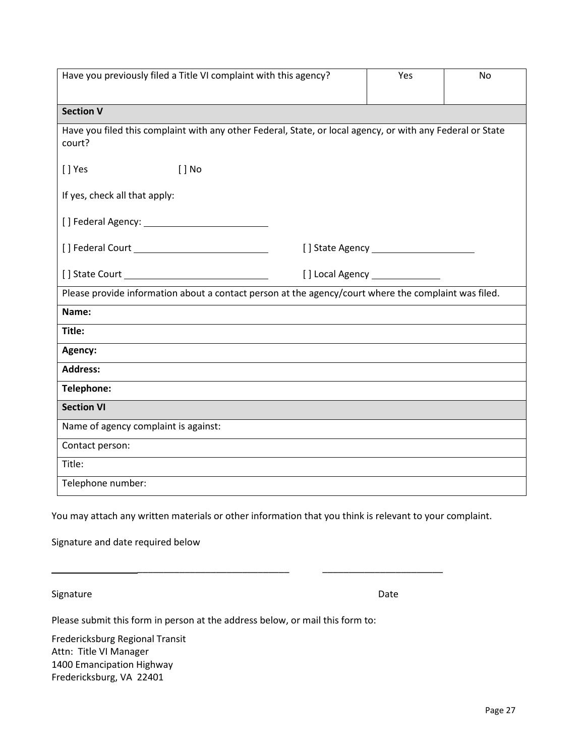| Have you previously filed a Title VI complaint with this agency? | Yes | No |
|---|---|---|

| **Section V** | |
|---|---|
| Have you filed this complaint with any other Federal, State, or local agency, or with any Federal or State court? | |
| [ ] Yes [ ] No | |
| If yes, check all that apply: | |
| [ ] Federal Agency: ______________________ | |
| [ ] Federal Court ______________________ | [ ] State Agency ______________________ |
| [ ] State Court ______________________ | [ ] Local Agency ______________ |
| Please provide information about a contact person at the agency/court where the complaint was filed. | |
| **Name:** | |
| **Title:** | |
| **Agency:** | |
| **Address:** | |
| **Telephone:** | |

| **Section VI** |
|---|
| Name of agency complaint is against: |
| Contact person: |
| Title: |
| Telephone number: |

You may attach any written materials or other information that you think is relevant to your complaint.

Signature and date required below

_______________________________________________ ________________________

Signature Date

Please submit this form in person at the address below, or mail this form to:

Fredericksburg Regional Transit
Attn: Title VI Manager
1400 Emancipation Highway
Fredericksburg, VA 22401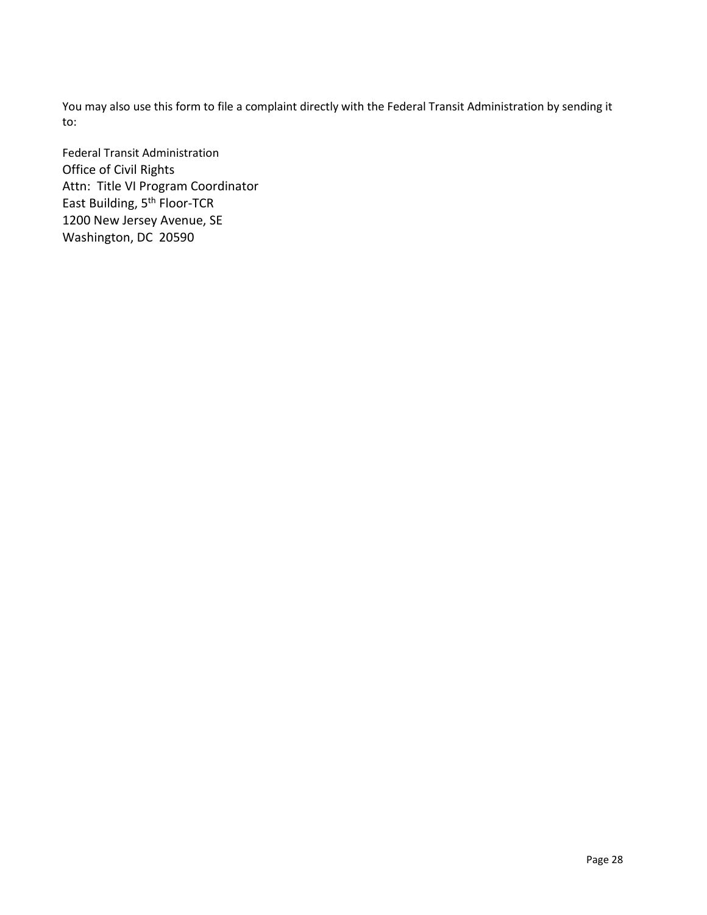You may also use this form to file a complaint directly with the Federal Transit Administration by sending it to:

Federal Transit Administration
Office of Civil Rights
Attn: Title VI Program Coordinator
East Building, 5th Floor-TCR
1200 New Jersey Avenue, SE
Washington, DC 20590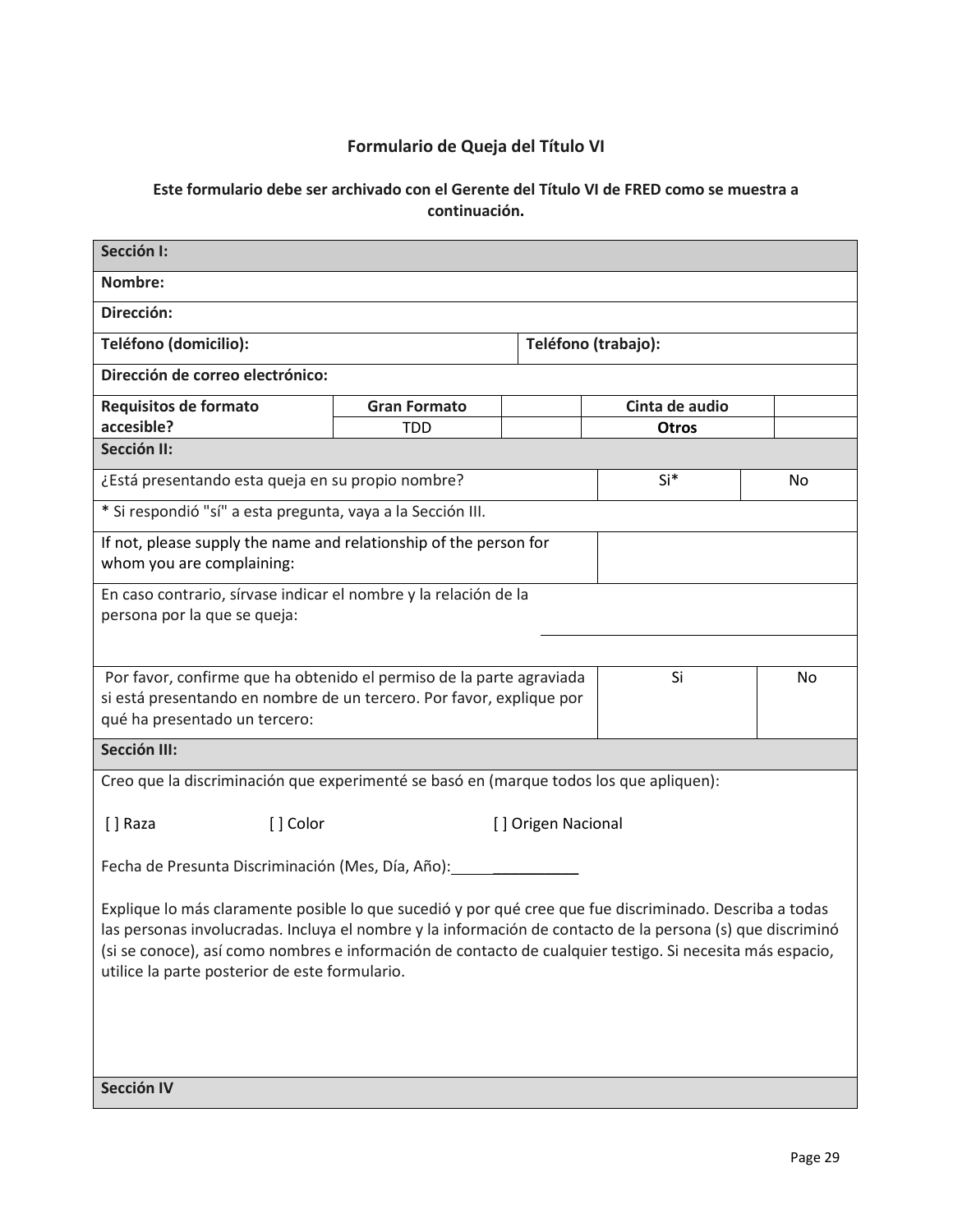### Formulario de Queja del Título VI

**Este formulario debe ser archivado con el Gerente del Título VI de FRED como se muestra a continuación.**

| **Sección I:** | | | | | |
|---|---|---|---|---|---|
| **Nombre:** | | | | | |
| **Dirección:** | | | | | |
| **Teléfono (domicilio):** | | | **Teléfono (trabajo):** | | |
| **Dirección de correo electrónico:** | | | | | |
| **Requisitos de formato accesible?** | **Gran Formato** | | **Cinta de audio** | | |
| | TDD | | **Otros** | | |
| **Sección II:** | | | | | |
| ¿Está presentando esta queja en su propio nombre? | | | Si* | No | |
| * Si respondió "sí" a esta pregunta, vaya a la Sección III. | | | | | |
| If not, please supply the name and relationship of the person for whom you are complaining: | | | | | |
| En caso contrario, sírvase indicar el nombre y la relación de la persona por la que se queja: | | | | | |
| Por favor, confirme que ha obtenido el permiso de la parte agraviada si está presentando en nombre de un tercero. Por favor, explique por qué ha presentado un tercero: | | | Si | No | |
| **Sección III:** | | | | | |

Creo que la discriminación que experimenté se basó en (marque todos los que apliquen):

[ ] Raza [ ] Color [ ] Origen Nacional

Fecha de Presunta Discriminación (Mes, Día, Año):________________

Explique lo más claramente posible lo que sucedió y por qué cree que fue discriminado. Describa a todas las personas involucradas. Incluya el nombre y la información de contacto de la persona (s) que discriminó (si se conoce), así como nombres e información de contacto de cualquier testigo. Si necesita más espacio, utilice la parte posterior de este formulario.

**Sección IV**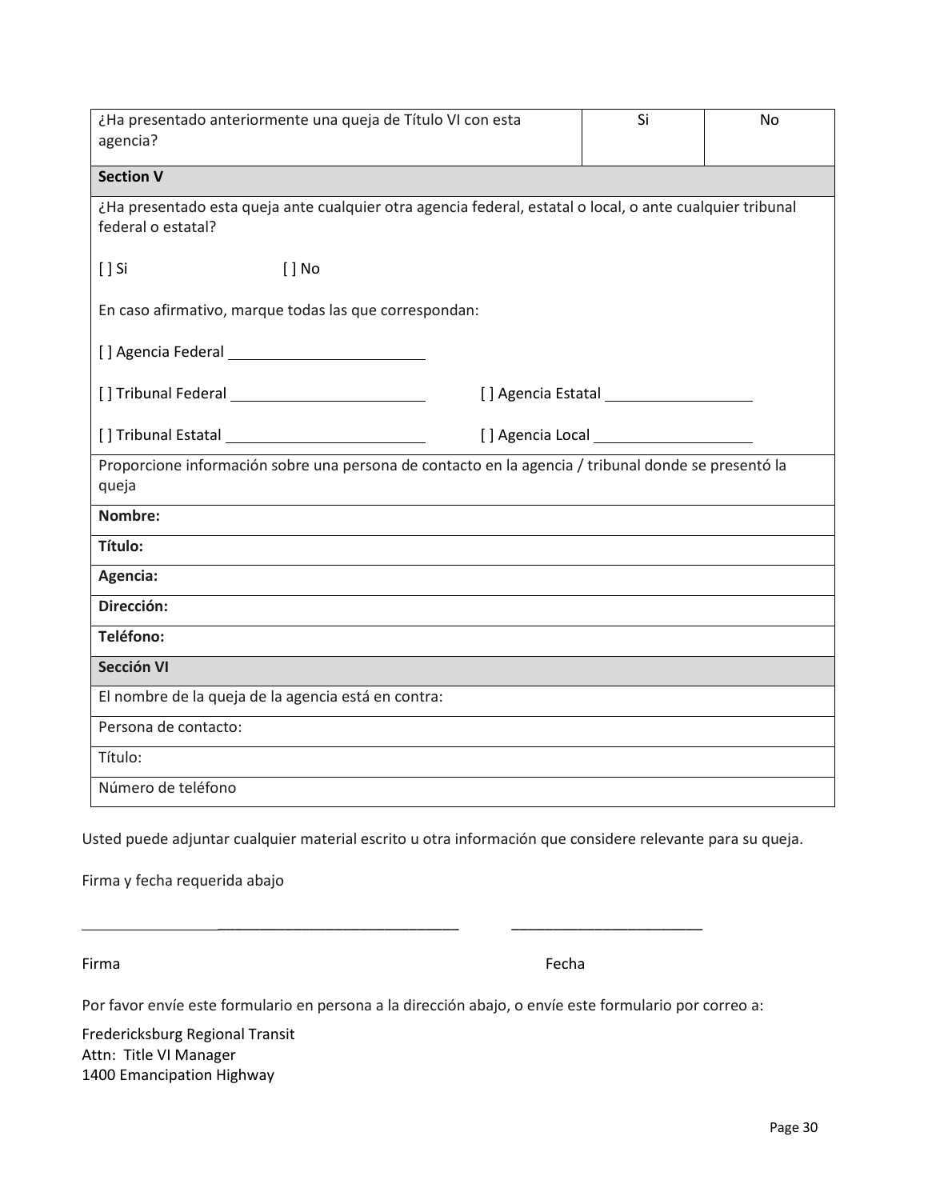| ¿Ha presentado anteriormente una queja de Título VI con esta agencia? | Si | No |
|---|---|---|

| **Section V** |
|---|
| ¿Ha presentado esta queja ante cualquier otra agencia federal, estatal o local, o ante cualquier tribunal federal o estatal?<br><br>[ ] Si [ ] No<br><br>En caso afirmativo, marque todas las que correspondan:<br><br>[ ] Agencia Federal ________________________<br><br>[ ] Tribunal Federal ________________________ [ ] Agencia Estatal __________________<br><br>[ ] Tribunal Estatal ________________________ [ ] Agencia Local ___________________ |
| Proporcione información sobre una persona de contacto en la agencia / tribunal donde se presentó la queja |
| **Nombre:** |
| **Título:** |
| **Agencia:** |
| **Dirección:** |
| **Teléfono:** |
| **Sección VI** |
| El nombre de la queja de la agencia está en contra: |
| Persona de contacto: |
| Título: |
| Número de teléfono |

Usted puede adjuntar cualquier material escrito u otra información que considere relevante para su queja.

Firma y fecha requerida abajo

_______________________________________________ ________________________

Firma Fecha

Por favor envíe este formulario en persona a la dirección abajo, o envíe este formulario por correo a:

Fredericksburg Regional Transit
Attn: Title VI Manager
1400 Emancipation Highway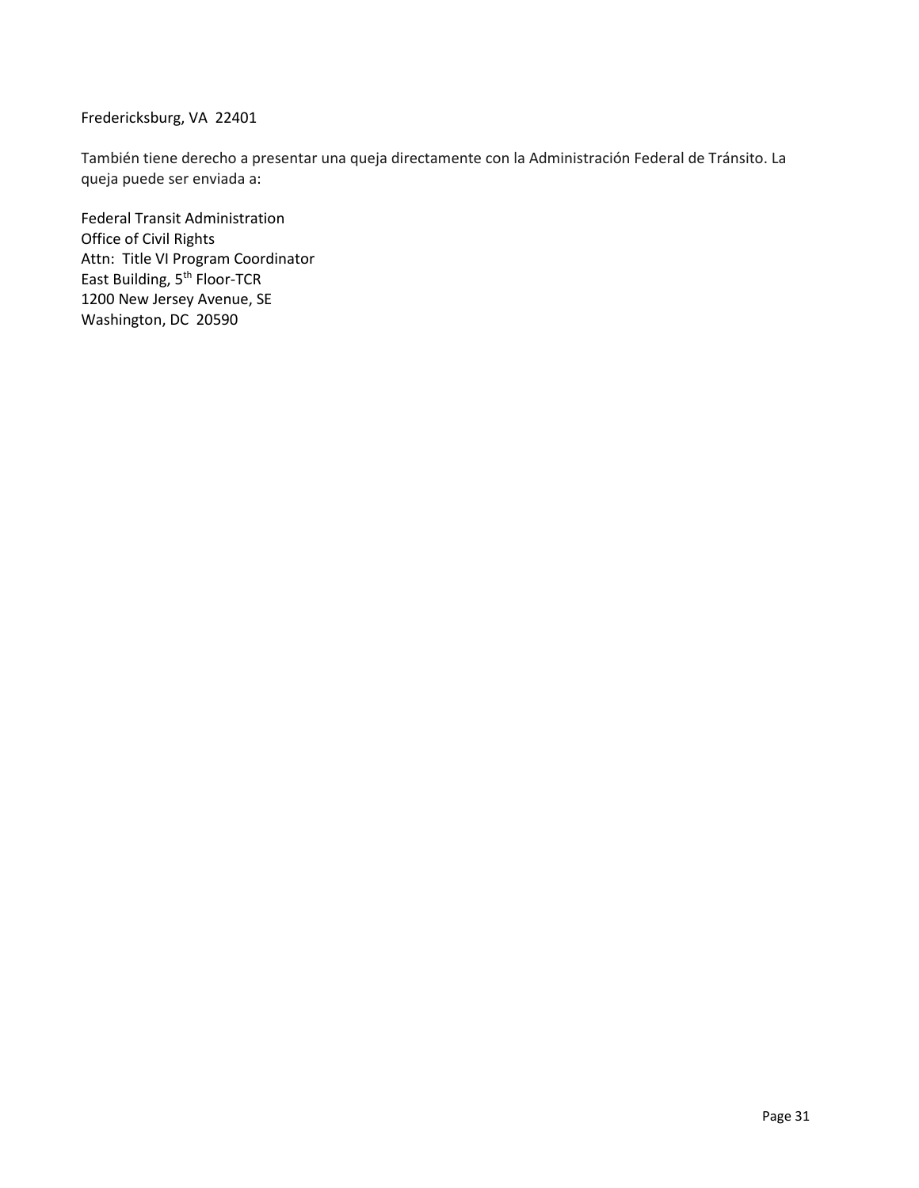Fredericksburg, VA  22401

También tiene derecho a presentar una queja directamente con la Administración Federal de Tránsito. La queja puede ser enviada a:

Federal Transit Administration
Office of Civil Rights
Attn:  Title VI Program Coordinator
East Building, 5th Floor-TCR
1200 New Jersey Avenue, SE
Washington, DC  20590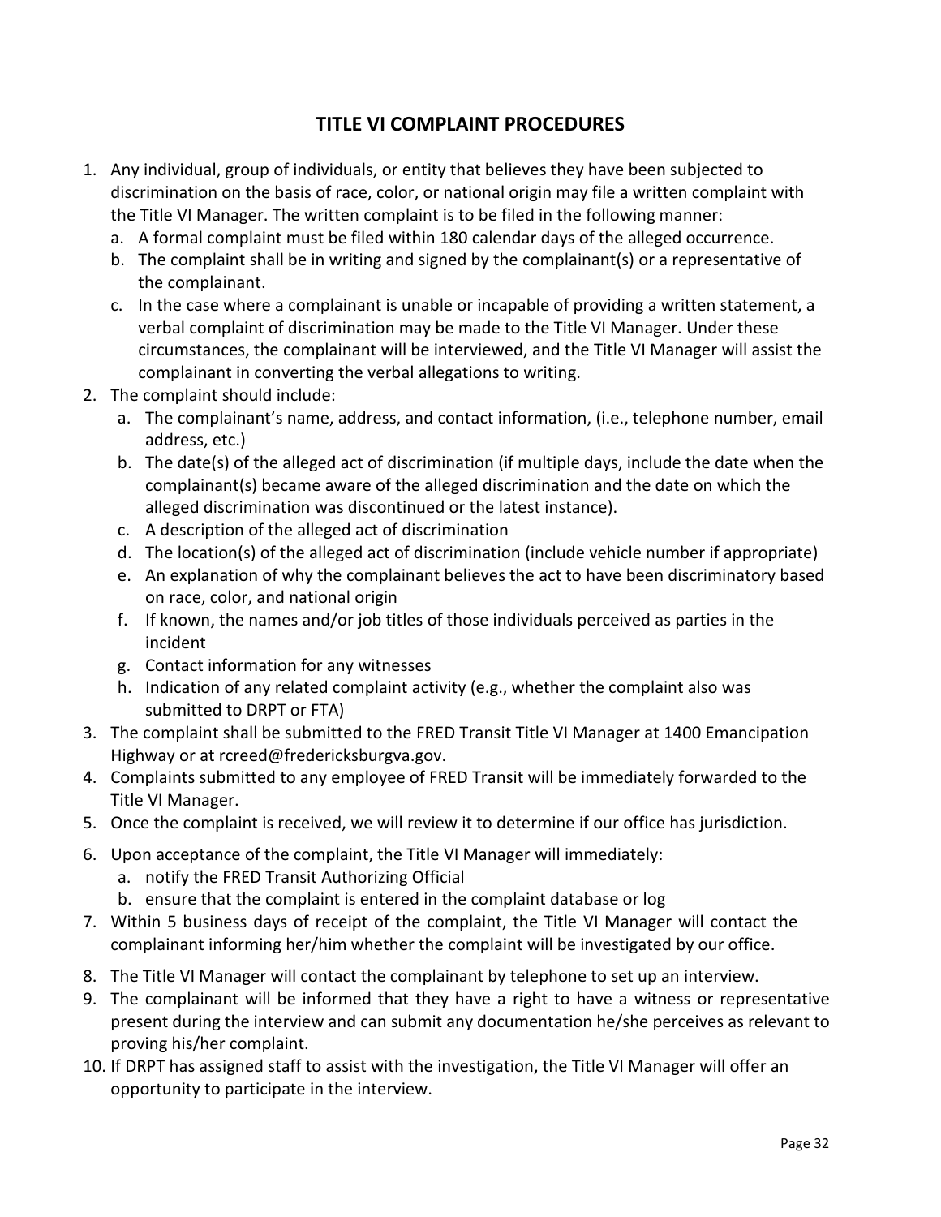## TITLE VI COMPLAINT PROCEDURES

1. Any individual, group of individuals, or entity that believes they have been subjected to discrimination on the basis of race, color, or national origin may file a written complaint with the Title VI Manager. The written complaint is to be filed in the following manner:
   a. A formal complaint must be filed within 180 calendar days of the alleged occurrence.
   b. The complaint shall be in writing and signed by the complainant(s) or a representative of the complainant.
   c. In the case where a complainant is unable or incapable of providing a written statement, a verbal complaint of discrimination may be made to the Title VI Manager. Under these circumstances, the complainant will be interviewed, and the Title VI Manager will assist the complainant in converting the verbal allegations to writing.
2. The complaint should include:
   a. The complainant's name, address, and contact information, (i.e., telephone number, email address, etc.)
   b. The date(s) of the alleged act of discrimination (if multiple days, include the date when the complainant(s) became aware of the alleged discrimination and the date on which the alleged discrimination was discontinued or the latest instance).
   c. A description of the alleged act of discrimination
   d. The location(s) of the alleged act of discrimination (include vehicle number if appropriate)
   e. An explanation of why the complainant believes the act to have been discriminatory based on race, color, and national origin
   f. If known, the names and/or job titles of those individuals perceived as parties in the incident
   g. Contact information for any witnesses
   h. Indication of any related complaint activity (e.g., whether the complaint also was submitted to DRPT or FTA)
3. The complaint shall be submitted to the FRED Transit Title VI Manager at 1400 Emancipation Highway or at rcreed@fredericksburgva.gov.
4. Complaints submitted to any employee of FRED Transit will be immediately forwarded to the Title VI Manager.
5. Once the complaint is received, we will review it to determine if our office has jurisdiction.
6. Upon acceptance of the complaint, the Title VI Manager will immediately:
   a. notify the FRED Transit Authorizing Official
   b. ensure that the complaint is entered in the complaint database or log
7. Within 5 business days of receipt of the complaint, the Title VI Manager will contact the complainant informing her/him whether the complaint will be investigated by our office.
8. The Title VI Manager will contact the complainant by telephone to set up an interview.
9. The complainant will be informed that they have a right to have a witness or representative present during the interview and can submit any documentation he/she perceives as relevant to proving his/her complaint.
10. If DRPT has assigned staff to assist with the investigation, the Title VI Manager will offer an opportunity to participate in the interview.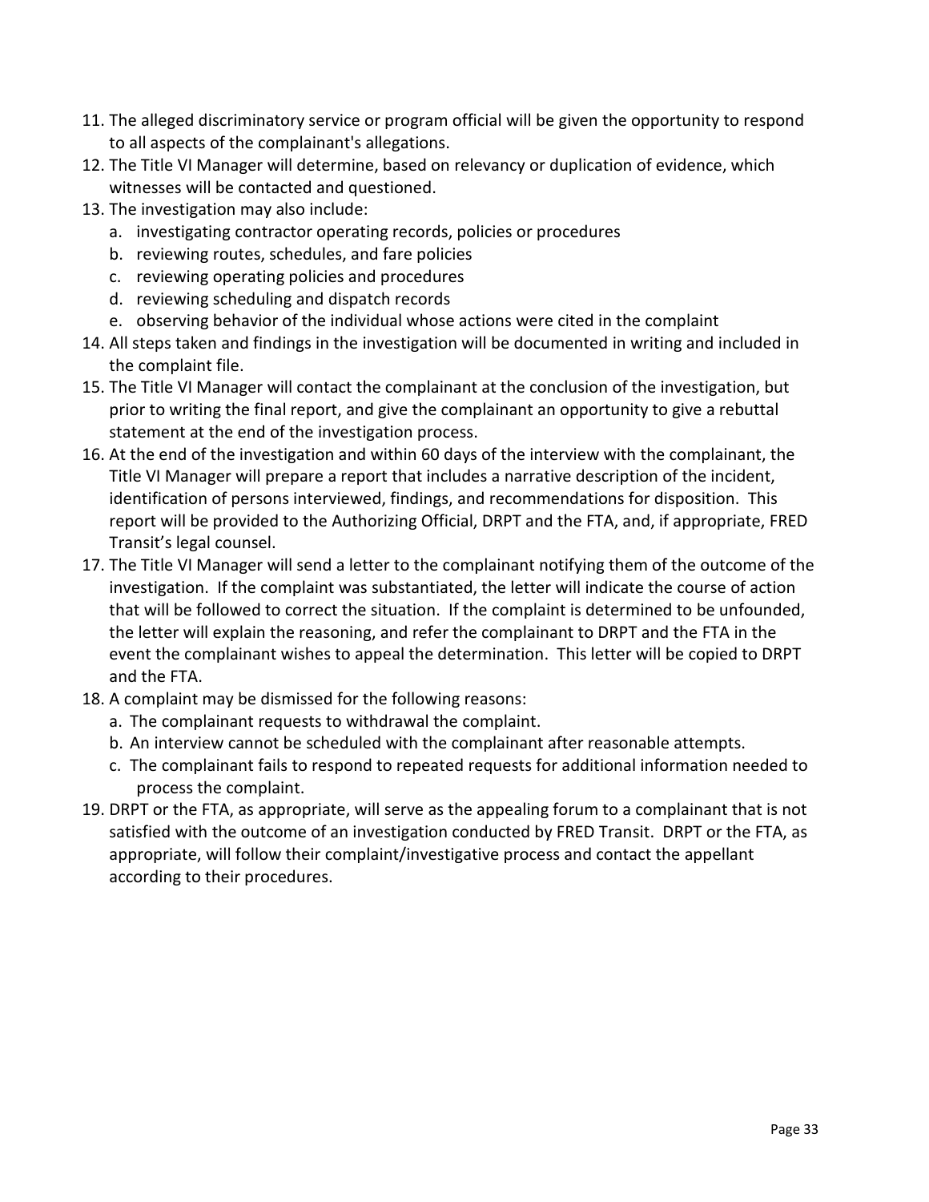11. The alleged discriminatory service or program official will be given the opportunity to respond to all aspects of the complainant's allegations.
12. The Title VI Manager will determine, based on relevancy or duplication of evidence, which witnesses will be contacted and questioned.
13. The investigation may also include:
    a. investigating contractor operating records, policies or procedures
    b. reviewing routes, schedules, and fare policies
    c. reviewing operating policies and procedures
    d. reviewing scheduling and dispatch records
    e. observing behavior of the individual whose actions were cited in the complaint
14. All steps taken and findings in the investigation will be documented in writing and included in the complaint file.
15. The Title VI Manager will contact the complainant at the conclusion of the investigation, but prior to writing the final report, and give the complainant an opportunity to give a rebuttal statement at the end of the investigation process.
16. At the end of the investigation and within 60 days of the interview with the complainant, the Title VI Manager will prepare a report that includes a narrative description of the incident, identification of persons interviewed, findings, and recommendations for disposition. This report will be provided to the Authorizing Official, DRPT and the FTA, and, if appropriate, FRED Transit's legal counsel.
17. The Title VI Manager will send a letter to the complainant notifying them of the outcome of the investigation. If the complaint was substantiated, the letter will indicate the course of action that will be followed to correct the situation. If the complaint is determined to be unfounded, the letter will explain the reasoning, and refer the complainant to DRPT and the FTA in the event the complainant wishes to appeal the determination. This letter will be copied to DRPT and the FTA.
18. A complaint may be dismissed for the following reasons:
    a. The complainant requests to withdrawal the complaint.
    b. An interview cannot be scheduled with the complainant after reasonable attempts.
    c. The complainant fails to respond to repeated requests for additional information needed to process the complaint.
19. DRPT or the FTA, as appropriate, will serve as the appealing forum to a complainant that is not satisfied with the outcome of an investigation conducted by FRED Transit. DRPT or the FTA, as appropriate, will follow their complaint/investigative process and contact the appellant according to their procedures.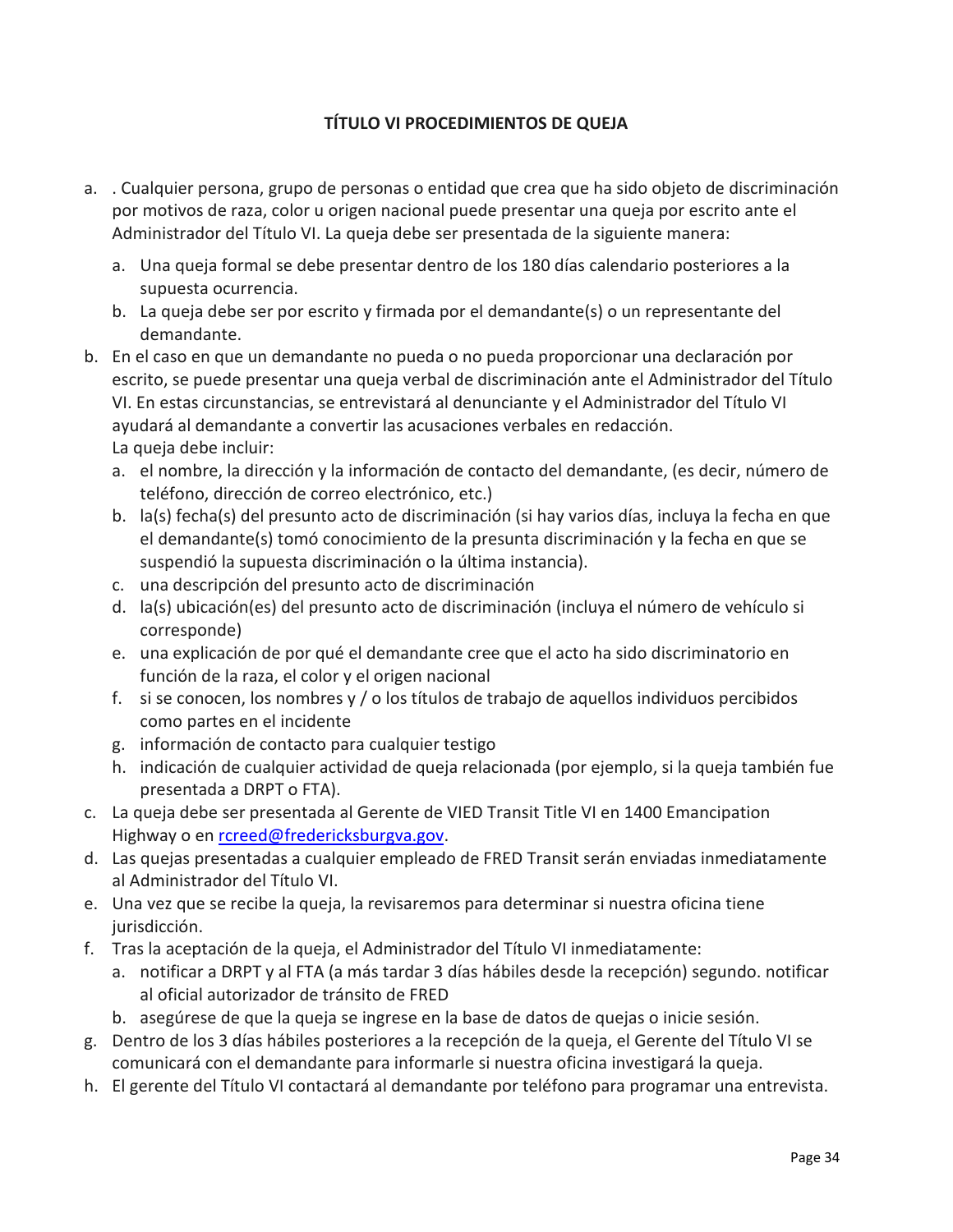**TÍTULO VI PROCEDIMIENTOS DE QUEJA**

a. . Cualquier persona, grupo de personas o entidad que crea que ha sido objeto de discriminación por motivos de raza, color u origen nacional puede presentar una queja por escrito ante el Administrador del Título VI. La queja debe ser presentada de la siguiente manera:
   a. Una queja formal se debe presentar dentro de los 180 días calendario posteriores a la supuesta ocurrencia.
   b. La queja debe ser por escrito y firmada por el demandante(s) o un representante del demandante.

b. En el caso en que un demandante no pueda o no pueda proporcionar una declaración por escrito, se puede presentar una queja verbal de discriminación ante el Administrador del Título VI. En estas circunstancias, se entrevistará al denunciante y el Administrador del Título VI ayudará al demandante a convertir las acusaciones verbales en redacción.
   La queja debe incluir:
   a. el nombre, la dirección y la información de contacto del demandante, (es decir, número de teléfono, dirección de correo electrónico, etc.)
   b. la(s) fecha(s) del presunto acto de discriminación (si hay varios días, incluya la fecha en que el demandante(s) tomó conocimiento de la presunta discriminación y la fecha en que se suspendió la supuesta discriminación o la última instancia).
   c. una descripción del presunto acto de discriminación
   d. la(s) ubicación(es) del presunto acto de discriminación (incluya el número de vehículo si corresponde)
   e. una explicación de por qué el demandante cree que el acto ha sido discriminatorio en función de la raza, el color y el origen nacional
   f. si se conocen, los nombres y / o los títulos de trabajo de aquellos individuos percibidos como partes en el incidente
   g. información de contacto para cualquier testigo
   h. indicación de cualquier actividad de queja relacionada (por ejemplo, si la queja también fue presentada a DRPT o FTA).

c. La queja debe ser presentada al Gerente de VIED Transit Title VI en 1400 Emancipation Highway o en [rcreed@fredericksburgva.gov](mailto:rcreed@fredericksburgva.gov).

d. Las quejas presentadas a cualquier empleado de FRED Transit serán enviadas inmediatamente al Administrador del Título VI.

e. Una vez que se recibe la queja, la revisaremos para determinar si nuestra oficina tiene jurisdicción.

f. Tras la aceptación de la queja, el Administrador del Título VI inmediatamente:
   a. notificar a DRPT y al FTA (a más tardar 3 días hábiles desde la recepción) segundo. notificar al oficial autorizador de tránsito de FRED
   b. asegúrese de que la queja se ingrese en la base de datos de quejas o inicie sesión.

g. Dentro de los 3 días hábiles posteriores a la recepción de la queja, el Gerente del Título VI se comunicará con el demandante para informarle si nuestra oficina investigará la queja.

h. El gerente del Título VI contactará al demandante por teléfono para programar una entrevista.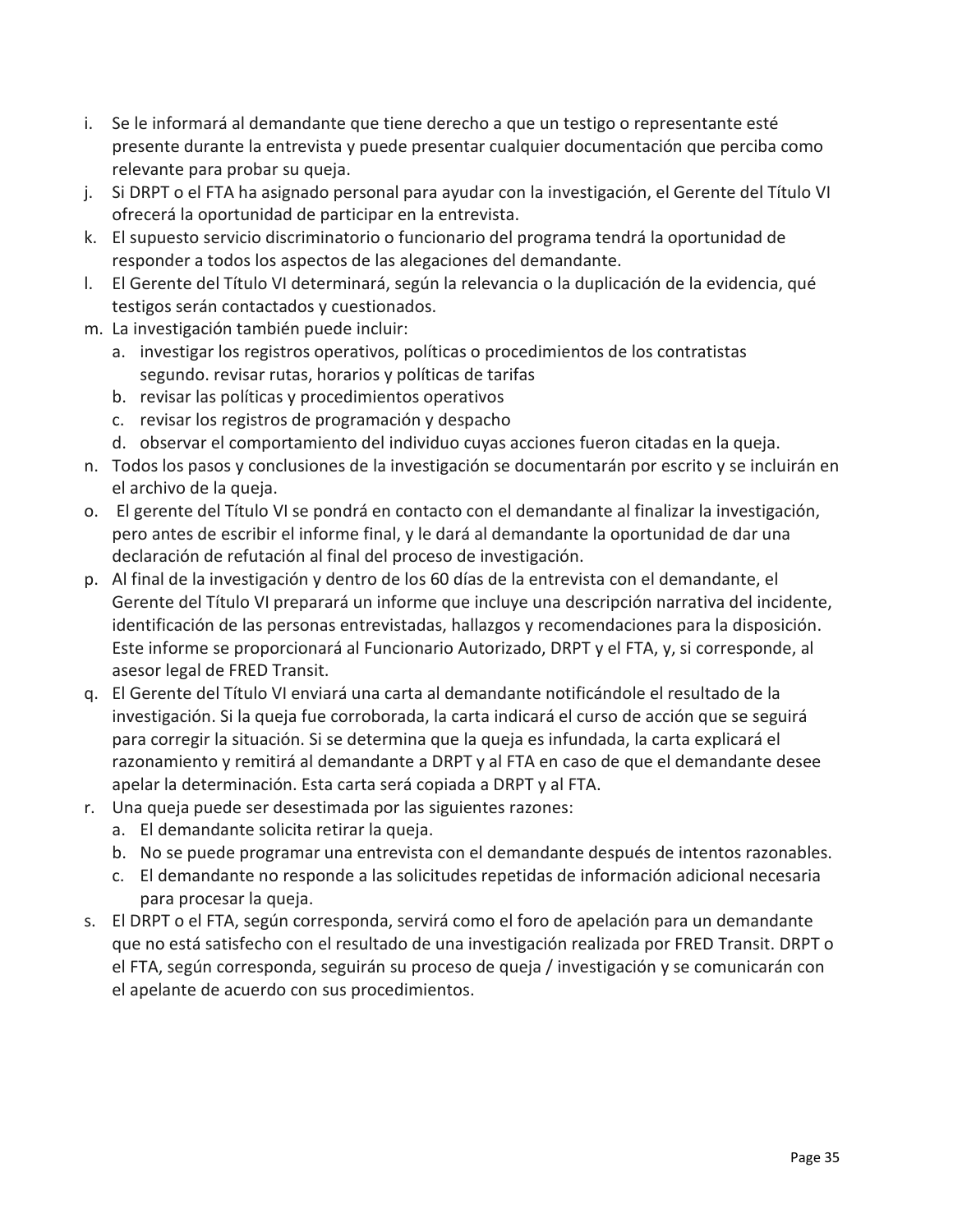i. Se le informará al demandante que tiene derecho a que un testigo o representante esté presente durante la entrevista y puede presentar cualquier documentación que perciba como relevante para probar su queja.
j. Si DRPT o el FTA ha asignado personal para ayudar con la investigación, el Gerente del Título VI ofrecerá la oportunidad de participar en la entrevista.
k. El supuesto servicio discriminatorio o funcionario del programa tendrá la oportunidad de responder a todos los aspectos de las alegaciones del demandante.
l. El Gerente del Título VI determinará, según la relevancia o la duplicación de la evidencia, qué testigos serán contactados y cuestionados.
m. La investigación también puede incluir:
   a. investigar los registros operativos, políticas o procedimientos de los contratistas segundo. revisar rutas, horarios y políticas de tarifas
   b. revisar las políticas y procedimientos operativos
   c. revisar los registros de programación y despacho
   d. observar el comportamiento del individuo cuyas acciones fueron citadas en la queja.
n. Todos los pasos y conclusiones de la investigación se documentarán por escrito y se incluirán en el archivo de la queja.
o. El gerente del Título VI se pondrá en contacto con el demandante al finalizar la investigación, pero antes de escribir el informe final, y le dará al demandante la oportunidad de dar una declaración de refutación al final del proceso de investigación.
p. Al final de la investigación y dentro de los 60 días de la entrevista con el demandante, el Gerente del Título VI preparará un informe que incluye una descripción narrativa del incidente, identificación de las personas entrevistadas, hallazgos y recomendaciones para la disposición. Este informe se proporcionará al Funcionario Autorizado, DRPT y el FTA, y, si corresponde, al asesor legal de FRED Transit.
q. El Gerente del Título VI enviará una carta al demandante notificándole el resultado de la investigación. Si la queja fue corroborada, la carta indicará el curso de acción que se seguirá para corregir la situación. Si se determina que la queja es infundada, la carta explicará el razonamiento y remitirá al demandante a DRPT y al FTA en caso de que el demandante desee apelar la determinación. Esta carta será copiada a DRPT y al FTA.
r. Una queja puede ser desestimada por las siguientes razones:
   a. El demandante solicita retirar la queja.
   b. No se puede programar una entrevista con el demandante después de intentos razonables.
   c. El demandante no responde a las solicitudes repetidas de información adicional necesaria para procesar la queja.
s. El DRPT o el FTA, según corresponda, servirá como el foro de apelación para un demandante que no está satisfecho con el resultado de una investigación realizada por FRED Transit. DRPT o el FTA, según corresponda, seguirán su proceso de queja / investigación y se comunicarán con el apelante de acuerdo con sus procedimientos.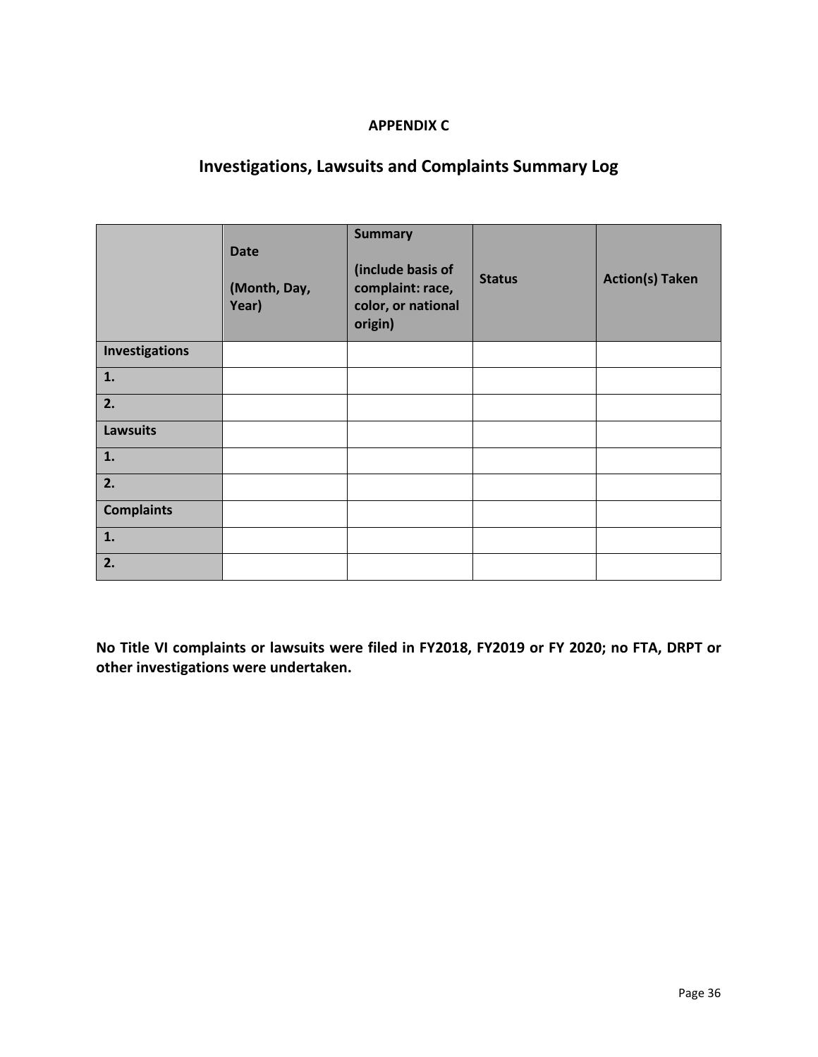**APPENDIX C**

# Investigations, Lawsuits and Complaints Summary Log

| | Date (Month, Day, Year) | Summary (include basis of complaint: race, color, or national origin) | Status | Action(s) Taken |
|---|---|---|---|---|
| **Investigations** | | | | |
| **1.** | | | | |
| **2.** | | | | |
| **Lawsuits** | | | | |
| **1.** | | | | |
| **2.** | | | | |
| **Complaints** | | | | |
| **1.** | | | | |
| **2.** | | | | |

**No Title VI complaints or lawsuits were filed in FY2018, FY2019 or FY 2020; no FTA, DRPT or other investigations were undertaken.**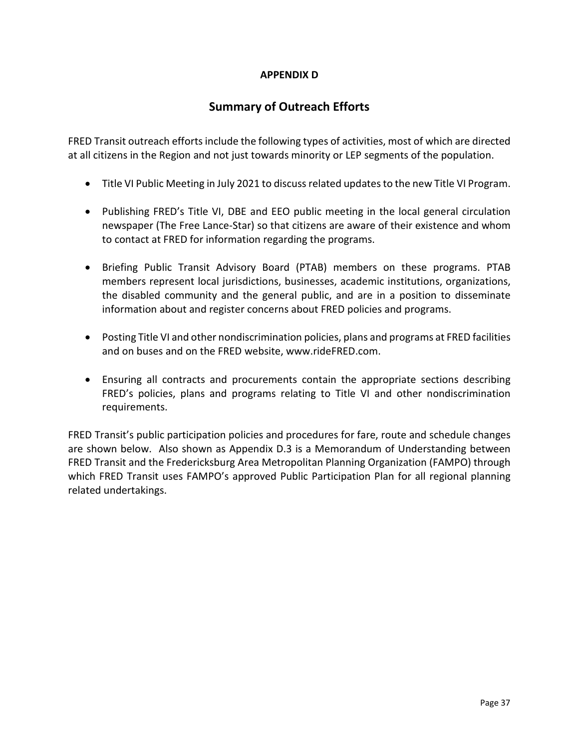**APPENDIX D**

# Summary of Outreach Efforts

FRED Transit outreach efforts include the following types of activities, most of which are directed at all citizens in the Region and not just towards minority or LEP segments of the population.

- Title VI Public Meeting in July 2021 to discuss related updates to the new Title VI Program.

- Publishing FRED's Title VI, DBE and EEO public meeting in the local general circulation newspaper (The Free Lance-Star) so that citizens are aware of their existence and whom to contact at FRED for information regarding the programs.

- Briefing Public Transit Advisory Board (PTAB) members on these programs. PTAB members represent local jurisdictions, businesses, academic institutions, organizations, the disabled community and the general public, and are in a position to disseminate information about and register concerns about FRED policies and programs.

- Posting Title VI and other nondiscrimination policies, plans and programs at FRED facilities and on buses and on the FRED website, www.rideFRED.com.

- Ensuring all contracts and procurements contain the appropriate sections describing FRED's policies, plans and programs relating to Title VI and other nondiscrimination requirements.

FRED Transit's public participation policies and procedures for fare, route and schedule changes are shown below. Also shown as Appendix D.3 is a Memorandum of Understanding between FRED Transit and the Fredericksburg Area Metropolitan Planning Organization (FAMPO) through which FRED Transit uses FAMPO's approved Public Participation Plan for all regional planning related undertakings.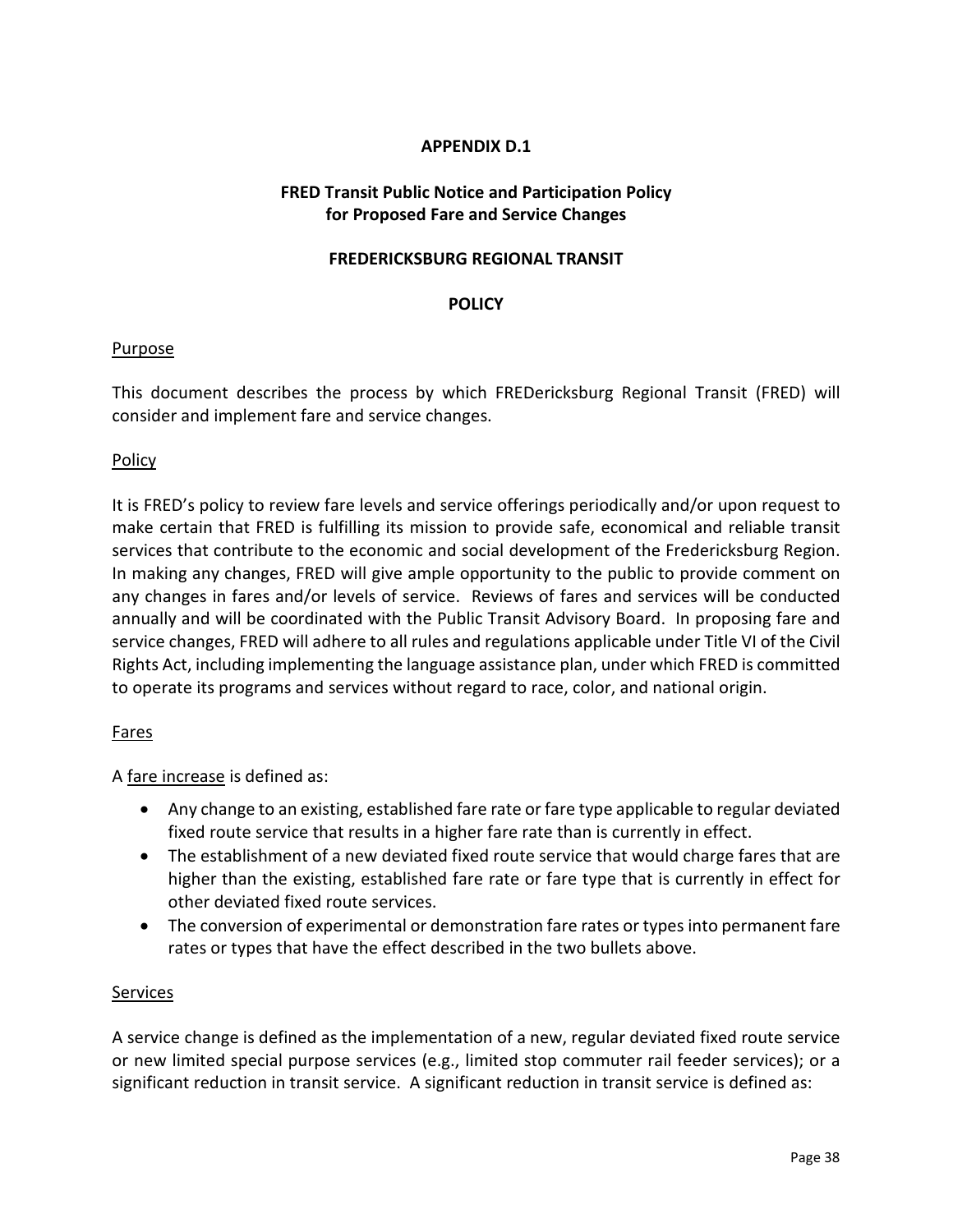**APPENDIX D.1**

**FRED Transit Public Notice and Participation Policy for Proposed Fare and Service Changes**

**FREDERICKSBURG REGIONAL TRANSIT**

**POLICY**

Purpose

This document describes the process by which FREDericksburg Regional Transit (FRED) will consider and implement fare and service changes.

Policy

It is FRED's policy to review fare levels and service offerings periodically and/or upon request to make certain that FRED is fulfilling its mission to provide safe, economical and reliable transit services that contribute to the economic and social development of the Fredericksburg Region. In making any changes, FRED will give ample opportunity to the public to provide comment on any changes in fares and/or levels of service. Reviews of fares and services will be conducted annually and will be coordinated with the Public Transit Advisory Board. In proposing fare and service changes, FRED will adhere to all rules and regulations applicable under Title VI of the Civil Rights Act, including implementing the language assistance plan, under which FRED is committed to operate its programs and services without regard to race, color, and national origin.

Fares

A fare increase is defined as:

- Any change to an existing, established fare rate or fare type applicable to regular deviated fixed route service that results in a higher fare rate than is currently in effect.
- The establishment of a new deviated fixed route service that would charge fares that are higher than the existing, established fare rate or fare type that is currently in effect for other deviated fixed route services.
- The conversion of experimental or demonstration fare rates or types into permanent fare rates or types that have the effect described in the two bullets above.

Services

A service change is defined as the implementation of a new, regular deviated fixed route service or new limited special purpose services (e.g., limited stop commuter rail feeder services); or a significant reduction in transit service. A significant reduction in transit service is defined as: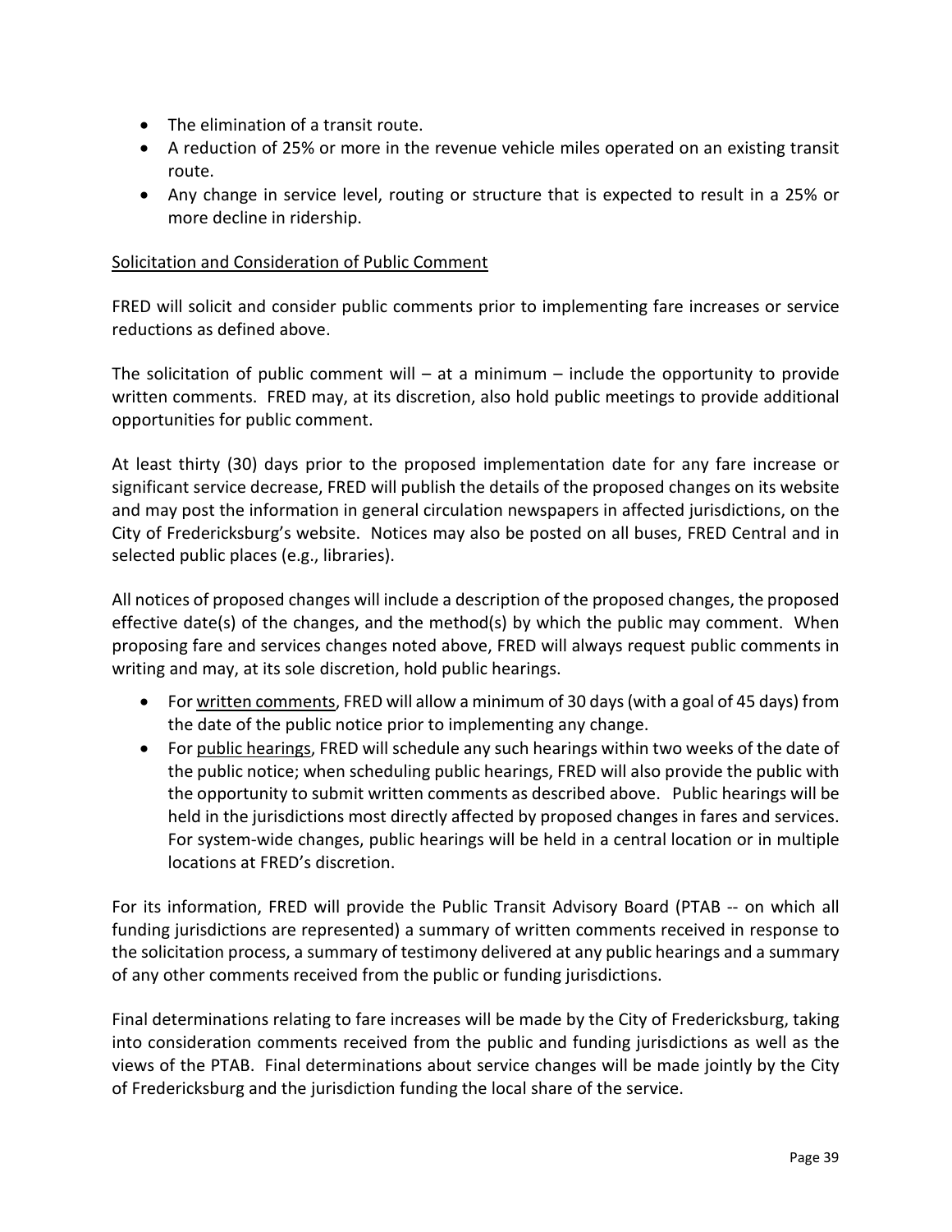- The elimination of a transit route.
- A reduction of 25% or more in the revenue vehicle miles operated on an existing transit route.
- Any change in service level, routing or structure that is expected to result in a 25% or more decline in ridership.

<u>Solicitation and Consideration of Public Comment</u>

FRED will solicit and consider public comments prior to implementing fare increases or service reductions as defined above.

The solicitation of public comment will – at a minimum – include the opportunity to provide written comments. FRED may, at its discretion, also hold public meetings to provide additional opportunities for public comment.

At least thirty (30) days prior to the proposed implementation date for any fare increase or significant service decrease, FRED will publish the details of the proposed changes on its website and may post the information in general circulation newspapers in affected jurisdictions, on the City of Fredericksburg's website. Notices may also be posted on all buses, FRED Central and in selected public places (e.g., libraries).

All notices of proposed changes will include a description of the proposed changes, the proposed effective date(s) of the changes, and the method(s) by which the public may comment. When proposing fare and services changes noted above, FRED will always request public comments in writing and may, at its sole discretion, hold public hearings.

- For <u>written comments</u>, FRED will allow a minimum of 30 days (with a goal of 45 days) from the date of the public notice prior to implementing any change.
- For <u>public hearings</u>, FRED will schedule any such hearings within two weeks of the date of the public notice; when scheduling public hearings, FRED will also provide the public with the opportunity to submit written comments as described above. Public hearings will be held in the jurisdictions most directly affected by proposed changes in fares and services. For system-wide changes, public hearings will be held in a central location or in multiple locations at FRED's discretion.

For its information, FRED will provide the Public Transit Advisory Board (PTAB -- on which all funding jurisdictions are represented) a summary of written comments received in response to the solicitation process, a summary of testimony delivered at any public hearings and a summary of any other comments received from the public or funding jurisdictions.

Final determinations relating to fare increases will be made by the City of Fredericksburg, taking into consideration comments received from the public and funding jurisdictions as well as the views of the PTAB. Final determinations about service changes will be made jointly by the City of Fredericksburg and the jurisdiction funding the local share of the service.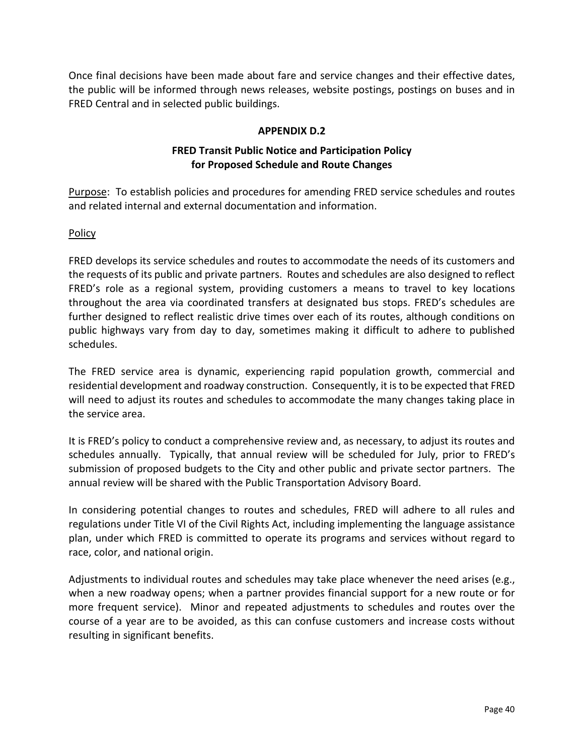Once final decisions have been made about fare and service changes and their effective dates, the public will be informed through news releases, website postings, postings on buses and in FRED Central and in selected public buildings.

## APPENDIX D.2

### FRED Transit Public Notice and Participation Policy for Proposed Schedule and Route Changes

Purpose: To establish policies and procedures for amending FRED service schedules and routes and related internal and external documentation and information.

Policy

FRED develops its service schedules and routes to accommodate the needs of its customers and the requests of its public and private partners. Routes and schedules are also designed to reflect FRED's role as a regional system, providing customers a means to travel to key locations throughout the area via coordinated transfers at designated bus stops. FRED's schedules are further designed to reflect realistic drive times over each of its routes, although conditions on public highways vary from day to day, sometimes making it difficult to adhere to published schedules.

The FRED service area is dynamic, experiencing rapid population growth, commercial and residential development and roadway construction. Consequently, it is to be expected that FRED will need to adjust its routes and schedules to accommodate the many changes taking place in the service area.

It is FRED's policy to conduct a comprehensive review and, as necessary, to adjust its routes and schedules annually. Typically, that annual review will be scheduled for July, prior to FRED's submission of proposed budgets to the City and other public and private sector partners. The annual review will be shared with the Public Transportation Advisory Board.

In considering potential changes to routes and schedules, FRED will adhere to all rules and regulations under Title VI of the Civil Rights Act, including implementing the language assistance plan, under which FRED is committed to operate its programs and services without regard to race, color, and national origin.

Adjustments to individual routes and schedules may take place whenever the need arises (e.g., when a new roadway opens; when a partner provides financial support for a new route or for more frequent service). Minor and repeated adjustments to schedules and routes over the course of a year are to be avoided, as this can confuse customers and increase costs without resulting in significant benefits.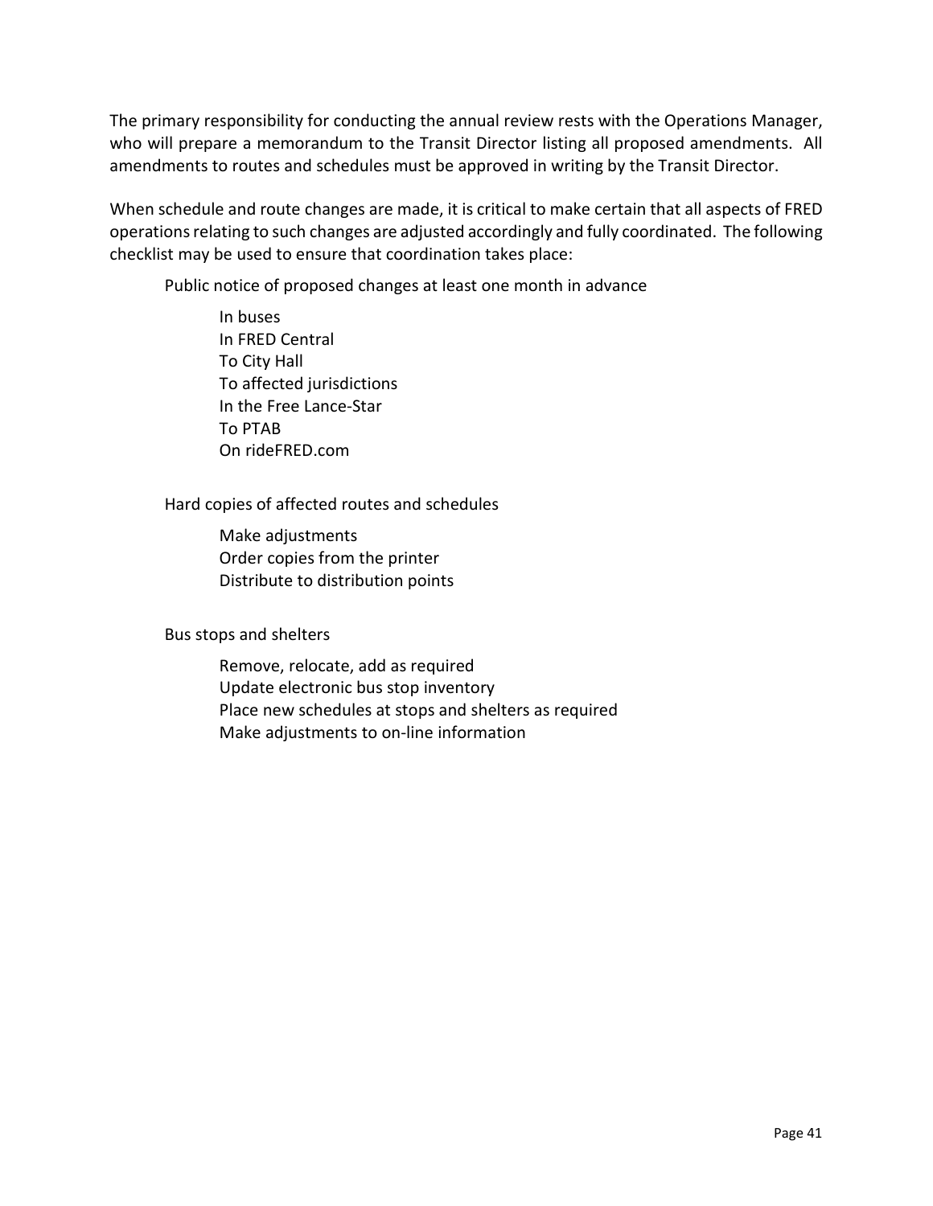The primary responsibility for conducting the annual review rests with the Operations Manager, who will prepare a memorandum to the Transit Director listing all proposed amendments. All amendments to routes and schedules must be approved in writing by the Transit Director.

When schedule and route changes are made, it is critical to make certain that all aspects of FRED operations relating to such changes are adjusted accordingly and fully coordinated. The following checklist may be used to ensure that coordination takes place:

- Public notice of proposed changes at least one month in advance
    - In buses
    - In FRED Central
    - To City Hall
    - To affected jurisdictions
    - In the Free Lance-Star
    - To PTAB
    - On rideFRED.com

- Hard copies of affected routes and schedules
    - Make adjustments
    - Order copies from the printer
    - Distribute to distribution points

- Bus stops and shelters
    - Remove, relocate, add as required
    - Update electronic bus stop inventory
    - Place new schedules at stops and shelters as required
    - Make adjustments to on-line information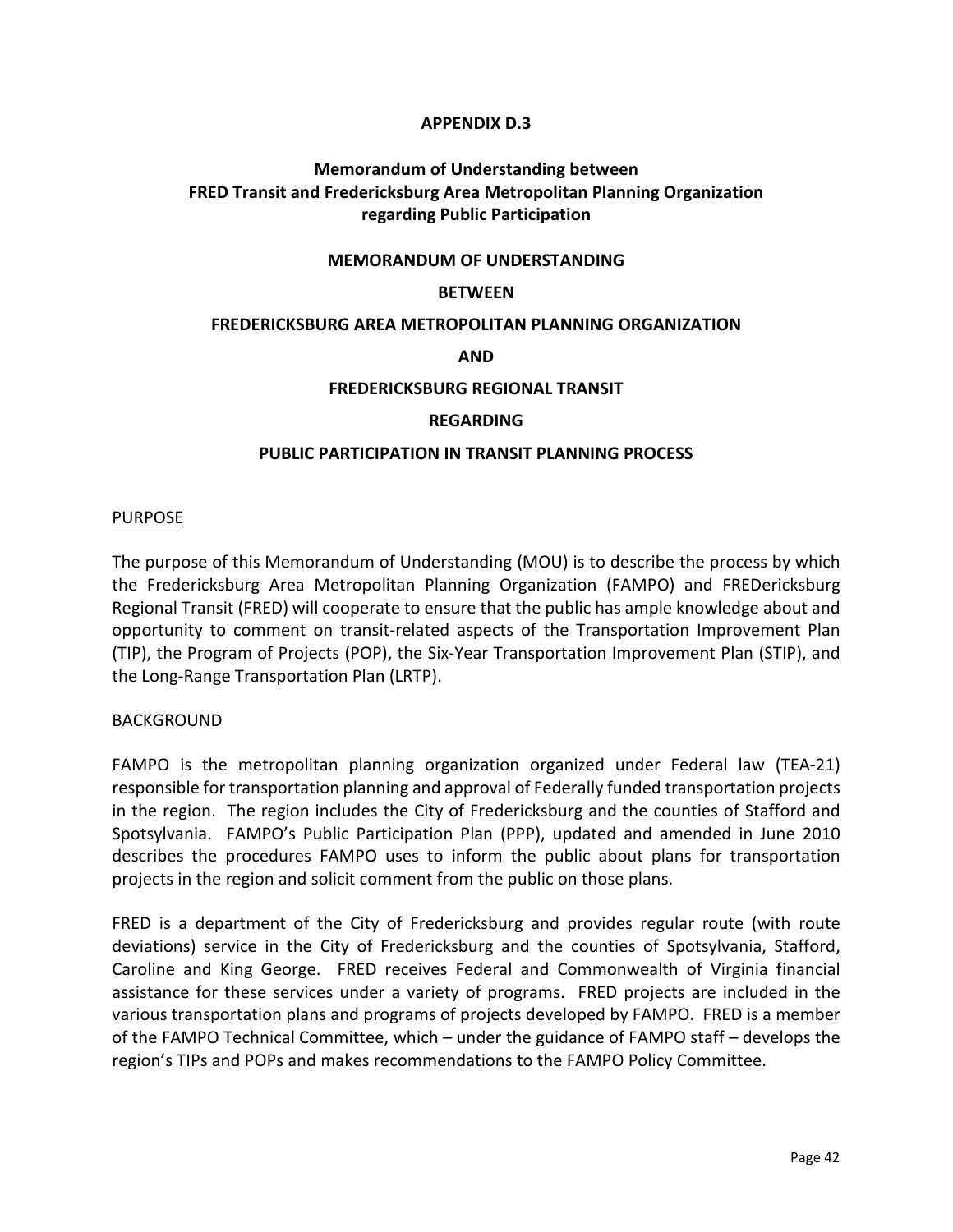## APPENDIX D.3

### Memorandum of Understanding between FRED Transit and Fredericksburg Area Metropolitan Planning Organization regarding Public Participation

**MEMORANDUM OF UNDERSTANDING**

**BETWEEN**

**FREDERICKSBURG AREA METROPOLITAN PLANNING ORGANIZATION**

**AND**

**FREDERICKSBURG REGIONAL TRANSIT**

**REGARDING**

**PUBLIC PARTICIPATION IN TRANSIT PLANNING PROCESS**

PURPOSE

The purpose of this Memorandum of Understanding (MOU) is to describe the process by which the Fredericksburg Area Metropolitan Planning Organization (FAMPO) and FREDericksburg Regional Transit (FRED) will cooperate to ensure that the public has ample knowledge about and opportunity to comment on transit-related aspects of the Transportation Improvement Plan (TIP), the Program of Projects (POP), the Six-Year Transportation Improvement Plan (STIP), and the Long-Range Transportation Plan (LRTP).

BACKGROUND

FAMPO is the metropolitan planning organization organized under Federal law (TEA-21) responsible for transportation planning and approval of Federally funded transportation projects in the region. The region includes the City of Fredericksburg and the counties of Stafford and Spotsylvania. FAMPO's Public Participation Plan (PPP), updated and amended in June 2010 describes the procedures FAMPO uses to inform the public about plans for transportation projects in the region and solicit comment from the public on those plans.

FRED is a department of the City of Fredericksburg and provides regular route (with route deviations) service in the City of Fredericksburg and the counties of Spotsylvania, Stafford, Caroline and King George. FRED receives Federal and Commonwealth of Virginia financial assistance for these services under a variety of programs. FRED projects are included in the various transportation plans and programs of projects developed by FAMPO. FRED is a member of the FAMPO Technical Committee, which – under the guidance of FAMPO staff – develops the region's TIPs and POPs and makes recommendations to the FAMPO Policy Committee.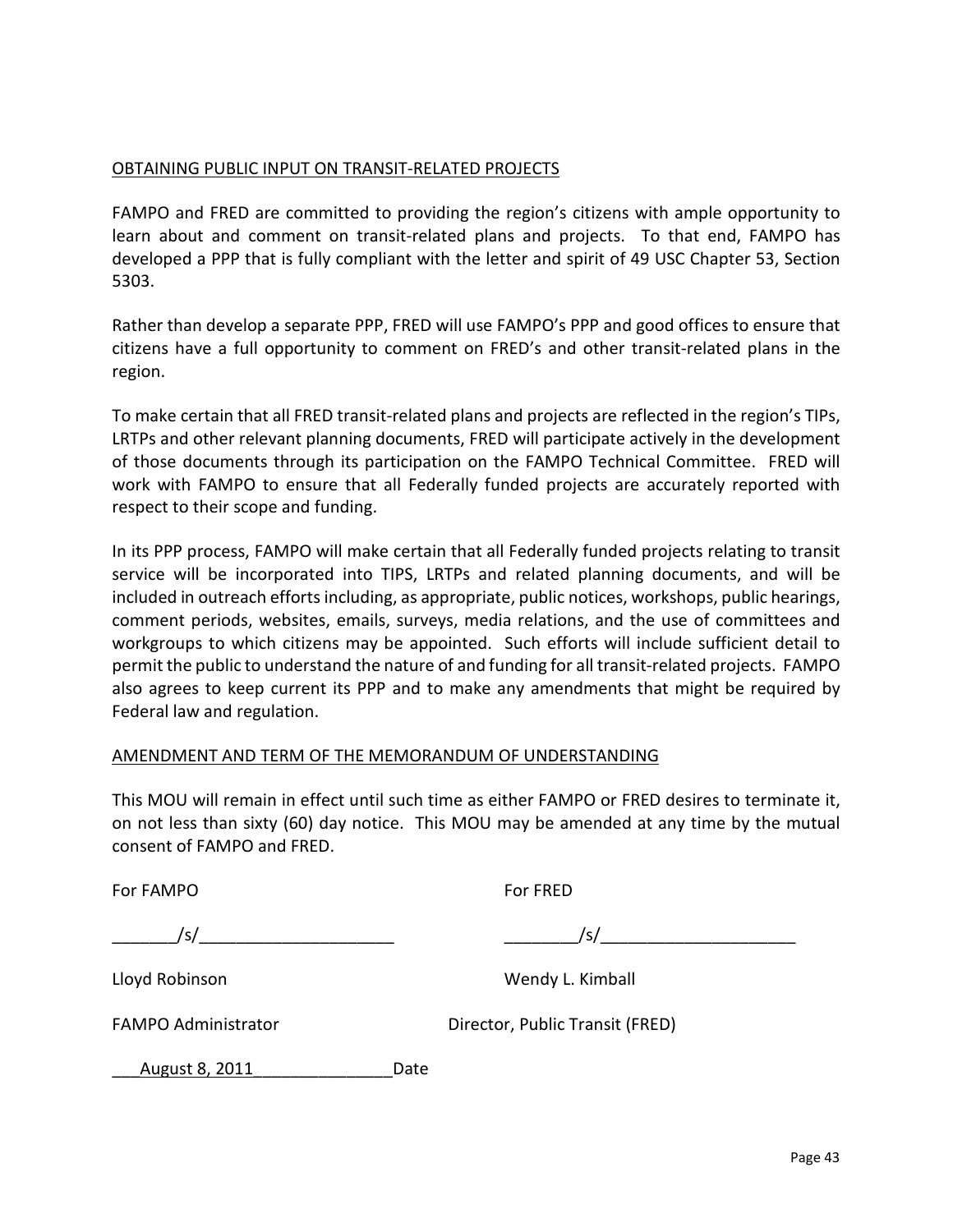OBTAINING PUBLIC INPUT ON TRANSIT-RELATED PROJECTS

FAMPO and FRED are committed to providing the region's citizens with ample opportunity to learn about and comment on transit-related plans and projects. To that end, FAMPO has developed a PPP that is fully compliant with the letter and spirit of 49 USC Chapter 53, Section 5303.

Rather than develop a separate PPP, FRED will use FAMPO's PPP and good offices to ensure that citizens have a full opportunity to comment on FRED's and other transit-related plans in the region.

To make certain that all FRED transit-related plans and projects are reflected in the region's TIPs, LRTPs and other relevant planning documents, FRED will participate actively in the development of those documents through its participation on the FAMPO Technical Committee. FRED will work with FAMPO to ensure that all Federally funded projects are accurately reported with respect to their scope and funding.

In its PPP process, FAMPO will make certain that all Federally funded projects relating to transit service will be incorporated into TIPS, LRTPs and related planning documents, and will be included in outreach efforts including, as appropriate, public notices, workshops, public hearings, comment periods, websites, emails, surveys, media relations, and the use of committees and workgroups to which citizens may be appointed. Such efforts will include sufficient detail to permit the public to understand the nature of and funding for all transit-related projects. FAMPO also agrees to keep current its PPP and to make any amendments that might be required by Federal law and regulation.

AMENDMENT AND TERM OF THE MEMORANDUM OF UNDERSTANDING

This MOU will remain in effect until such time as either FAMPO or FRED desires to terminate it, on not less than sixty (60) day notice. This MOU may be amended at any time by the mutual consent of FAMPO and FRED.

For FAMPO

_______/s/____________________

Lloyd Robinson

FAMPO Administrator

For FRED

________/s/____________________

Wendy L. Kimball

Director, Public Transit (FRED)

___August 8, 2011_______________Date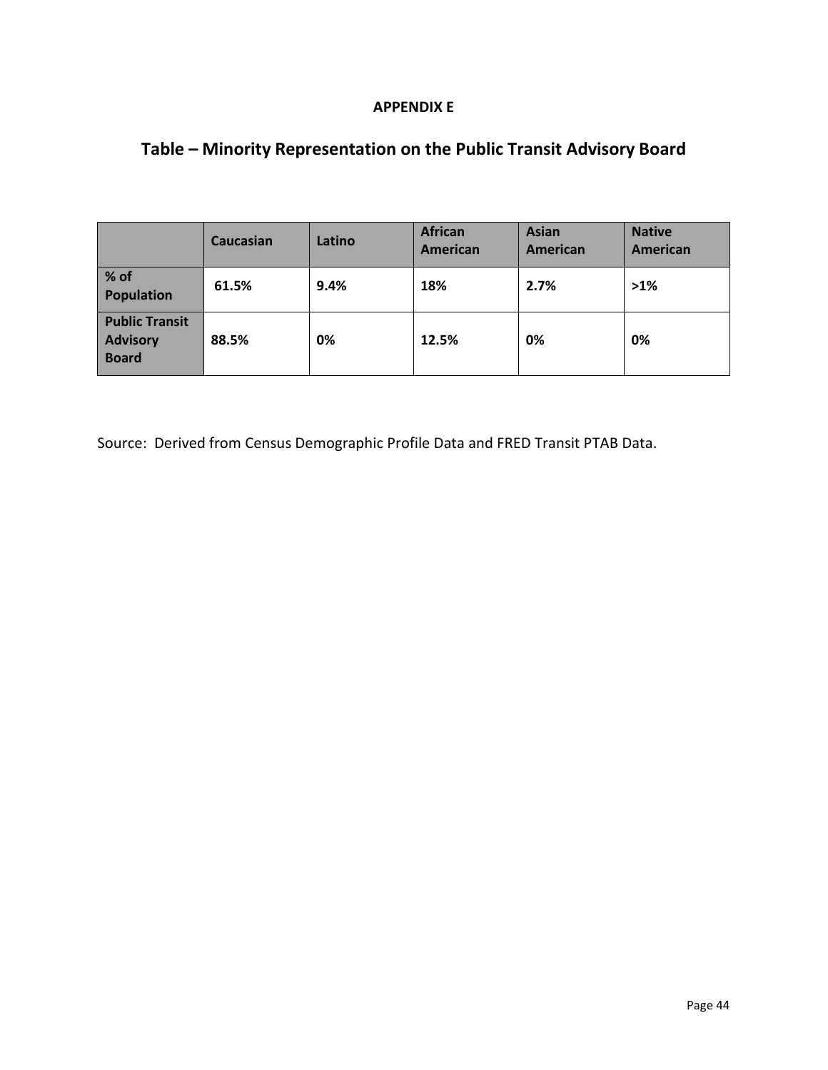**APPENDIX E**

## Table – Minority Representation on the Public Transit Advisory Board

| | Caucasian | Latino | African American | Asian American | Native American |
|---|---|---|---|---|---|
| **% of Population** | **61.5%** | **9.4%** | **18%** | **2.7%** | **>1%** |
| **Public Transit Advisory Board** | **88.5%** | **0%** | **12.5%** | **0%** | **0%** |

Source: Derived from Census Demographic Profile Data and FRED Transit PTAB Data.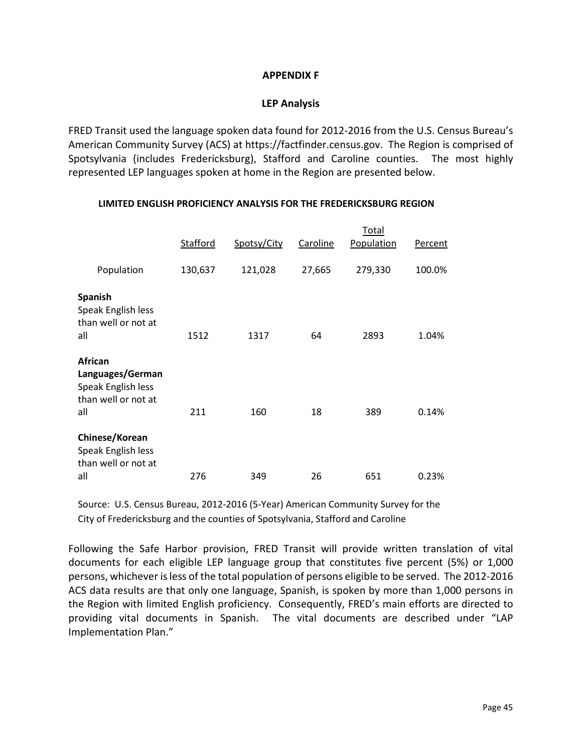# APPENDIX F

## LEP Analysis

FRED Transit used the language spoken data found for 2012-2016 from the U.S. Census Bureau's American Community Survey (ACS) at https://factfinder.census.gov. The Region is comprised of Spotsylvania (includes Fredericksburg), Stafford and Caroline counties. The most highly represented LEP languages spoken at home in the Region are presented below.

**LIMITED ENGLISH PROFICIENCY ANALYSIS FOR THE FREDERICKSBURG REGION**

| | Stafford | Spotsy/City | Caroline | Total Population | Percent |
|---|---|---|---|---|---|
| Population | 130,637 | 121,028 | 27,665 | 279,330 | 100.0% |
| **Spanish** Speak English less than well or not at all | 1512 | 1317 | 64 | 2893 | 1.04% |
| **African Languages/German** Speak English less than well or not at all | 211 | 160 | 18 | 389 | 0.14% |
| **Chinese/Korean** Speak English less than well or not at all | 276 | 349 | 26 | 651 | 0.23% |

Source: U.S. Census Bureau, 2012-2016 (5-Year) American Community Survey for the City of Fredericksburg and the counties of Spotsylvania, Stafford and Caroline

Following the Safe Harbor provision, FRED Transit will provide written translation of vital documents for each eligible LEP language group that constitutes five percent (5%) or 1,000 persons, whichever is less of the total population of persons eligible to be served. The 2012-2016 ACS data results are that only one language, Spanish, is spoken by more than 1,000 persons in the Region with limited English proficiency. Consequently, FRED's main efforts are directed to providing vital documents in Spanish. The vital documents are described under "LAP Implementation Plan."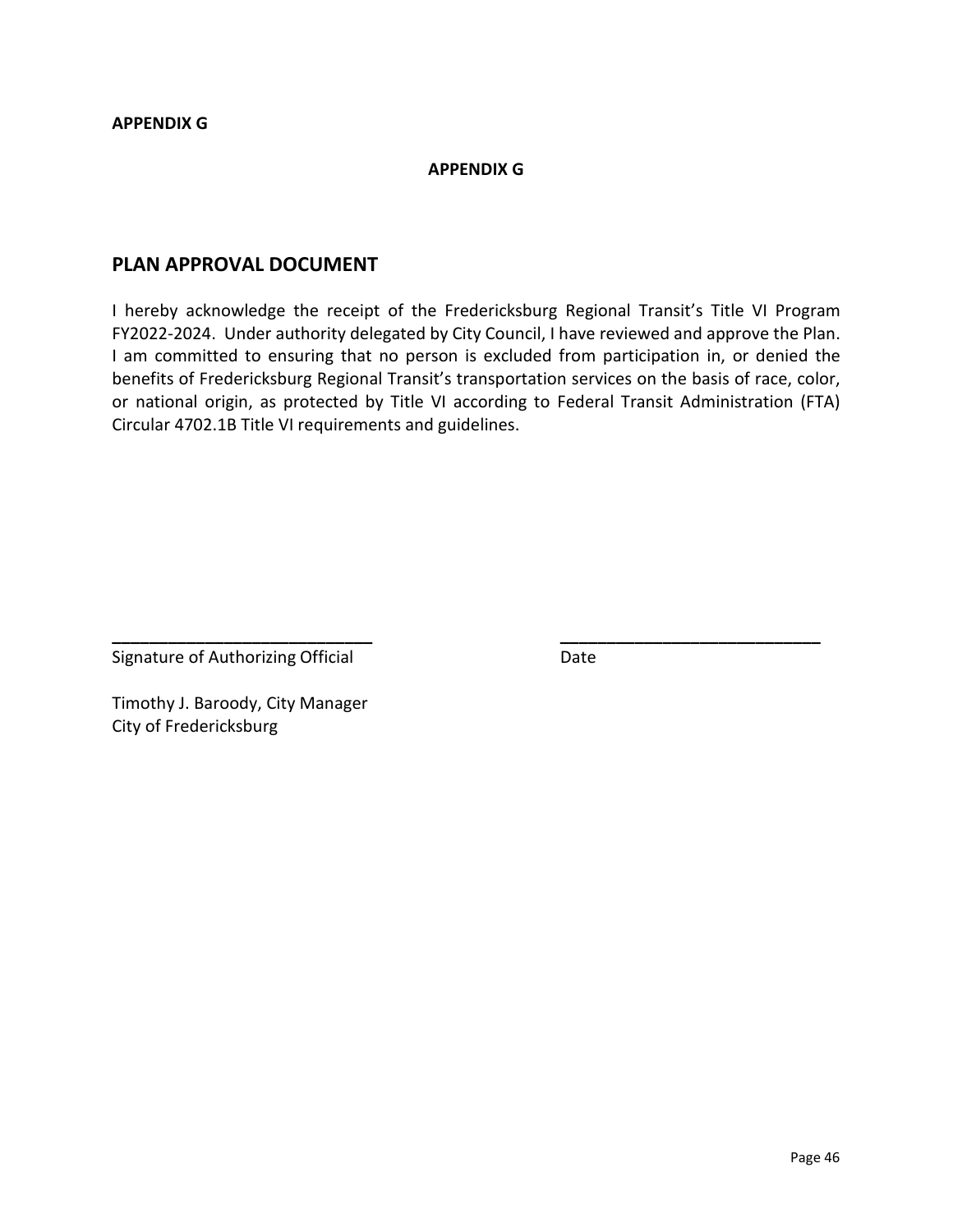**APPENDIX G**

**APPENDIX G**

## PLAN APPROVAL DOCUMENT

I hereby acknowledge the receipt of the Fredericksburg Regional Transit's Title VI Program FY2022-2024. Under authority delegated by City Council, I have reviewed and approve the Plan. I am committed to ensuring that no person is excluded from participation in, or denied the benefits of Fredericksburg Regional Transit's transportation services on the basis of race, color, or national origin, as protected by Title VI according to Federal Transit Administration (FTA) Circular 4702.1B Title VI requirements and guidelines.

\_\_\_\_\_\_\_\_\_\_\_\_\_\_\_\_\_\_\_\_\_\_\_\_\_\_\_\_ \_\_\_\_\_\_\_\_\_\_\_\_\_\_\_\_\_\_\_\_\_\_\_\_\_\_\_\_

Signature of Authorizing Official Date

Timothy J. Baroody, City Manager
City of Fredericksburg